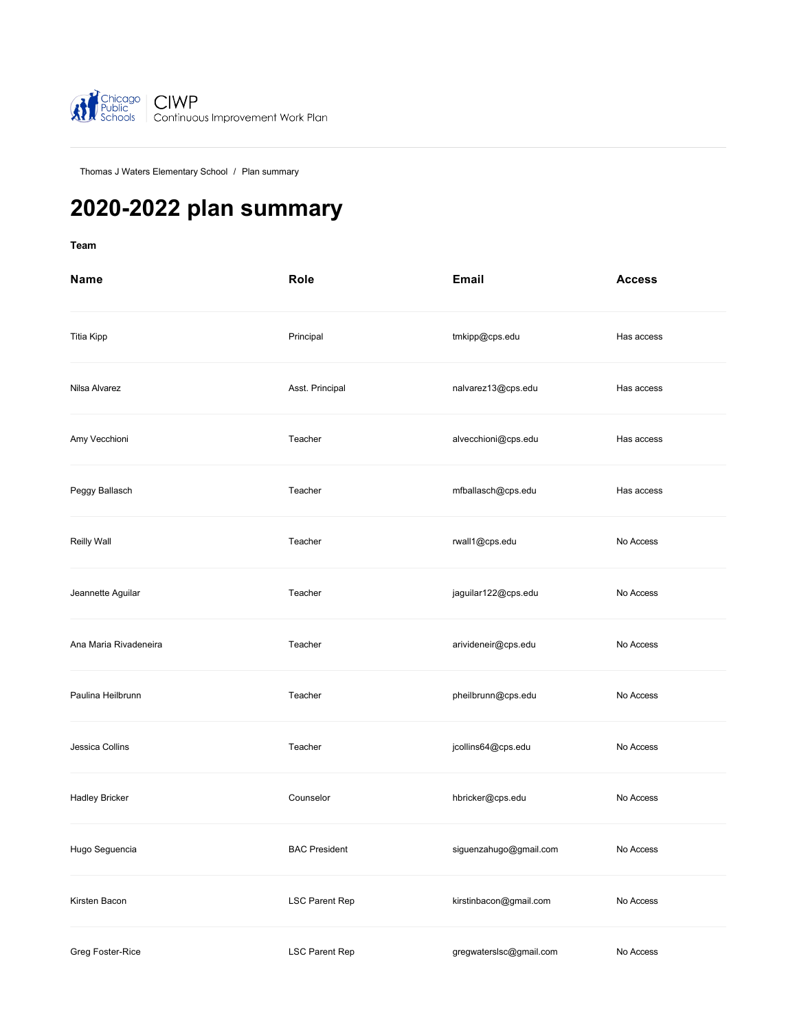CIWP
Continuous Improvement Work Plan

Thomas J Waters Elementary School / Plan summary

# 2020-2022 plan summary

**Team**

| Name | Role | Email | Access |
|---|---|---|---|
| Titia Kipp | Principal | tmkipp@cps.edu | Has access |
| Nilsa Alvarez | Asst. Principal | nalvarez13@cps.edu | Has access |
| Amy Vecchioni | Teacher | alvecchioni@cps.edu | Has access |
| Peggy Ballasch | Teacher | mfballasch@cps.edu | Has access |
| Reilly Wall | Teacher | rwall1@cps.edu | No Access |
| Jeannette Aguilar | Teacher | jaguilar122@cps.edu | No Access |
| Ana Maria Rivadeneira | Teacher | arivideneir@cps.edu | No Access |
| Paulina Heilbrunn | Teacher | pheilbrunn@cps.edu | No Access |
| Jessica Collins | Teacher | jcollins64@cps.edu | No Access |
| Hadley Bricker | Counselor | hbricker@cps.edu | No Access |
| Hugo Seguencia | BAC President | siguenzahugo@gmail.com | No Access |
| Kirsten Bacon | LSC Parent Rep | kirstinbacon@gmail.com | No Access |
| Greg Foster-Rice | LSC Parent Rep | gregwaterslsc@gmail.com | No Access |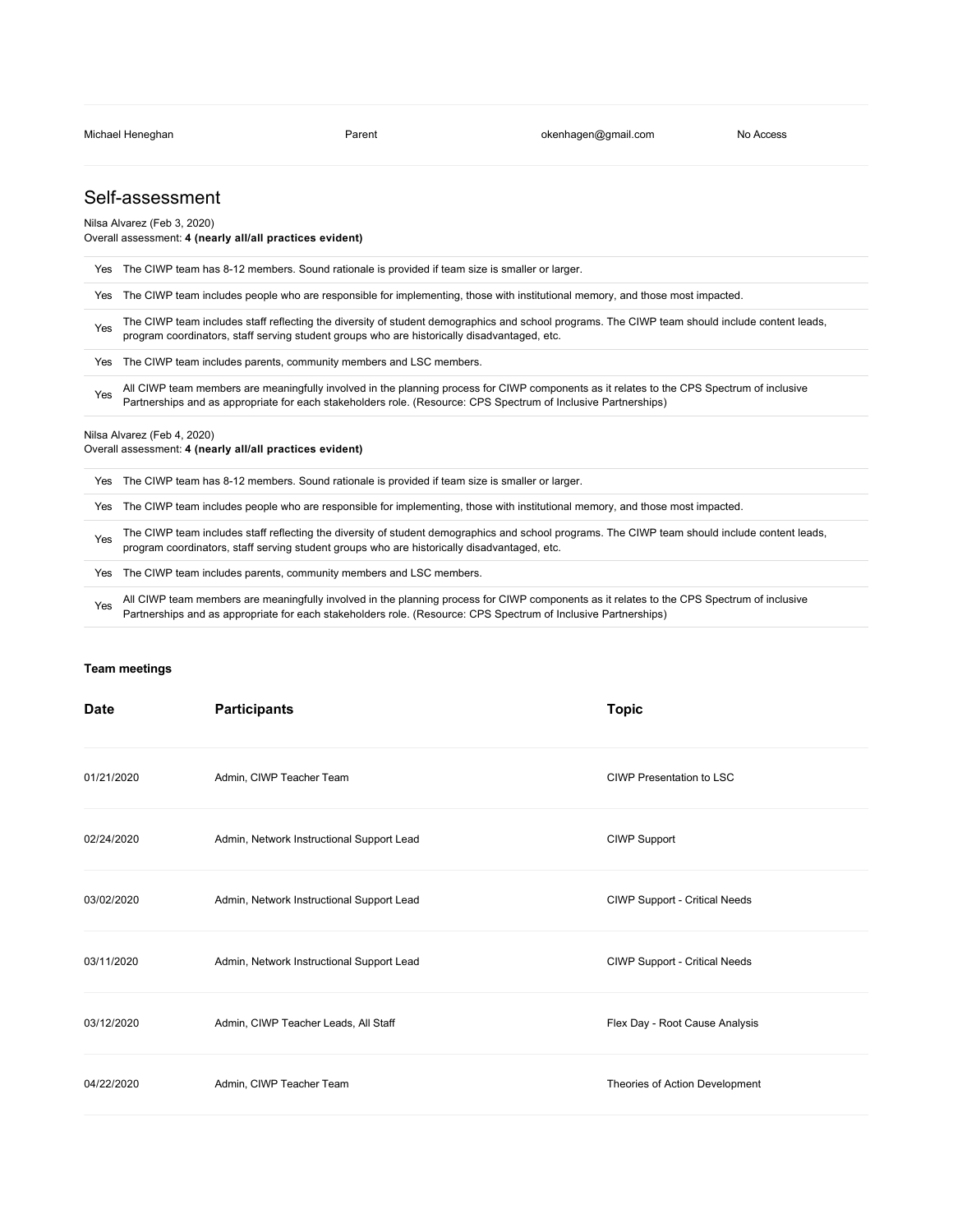| Michael Heneghan | Parent | okenhagen@gmail.com | No Access |
|---|---|---|---|

## Self-assessment

Nilsa Alvarez (Feb 3, 2020)
Overall assessment: **4 (nearly all/all practices evident)**

| | |
|---|---|
| Yes | The CIWP team has 8-12 members. Sound rationale is provided if team size is smaller or larger. |
| Yes | The CIWP team includes people who are responsible for implementing, those with institutional memory, and those most impacted. |
| Yes | The CIWP team includes staff reflecting the diversity of student demographics and school programs. The CIWP team should include content leads, program coordinators, staff serving student groups who are historically disadvantaged, etc. |
| Yes | The CIWP team includes parents, community members and LSC members. |
| Yes | All CIWP team members are meaningfully involved in the planning process for CIWP components as it relates to the CPS Spectrum of inclusive Partnerships and as appropriate for each stakeholders role. (Resource: CPS Spectrum of Inclusive Partnerships) |

Nilsa Alvarez (Feb 4, 2020)
Overall assessment: **4 (nearly all/all practices evident)**

| | |
|---|---|
| Yes | The CIWP team has 8-12 members. Sound rationale is provided if team size is smaller or larger. |
| Yes | The CIWP team includes people who are responsible for implementing, those with institutional memory, and those most impacted. |
| Yes | The CIWP team includes staff reflecting the diversity of student demographics and school programs. The CIWP team should include content leads, program coordinators, staff serving student groups who are historically disadvantaged, etc. |
| Yes | The CIWP team includes parents, community members and LSC members. |
| Yes | All CIWP team members are meaningfully involved in the planning process for CIWP components as it relates to the CPS Spectrum of inclusive Partnerships and as appropriate for each stakeholders role. (Resource: CPS Spectrum of Inclusive Partnerships) |

**Team meetings**

| Date | Participants | Topic |
|---|---|---|
| 01/21/2020 | Admin, CIWP Teacher Team | CIWP Presentation to LSC |
| 02/24/2020 | Admin, Network Instructional Support Lead | CIWP Support |
| 03/02/2020 | Admin, Network Instructional Support Lead | CIWP Support - Critical Needs |
| 03/11/2020 | Admin, Network Instructional Support Lead | CIWP Support - Critical Needs |
| 03/12/2020 | Admin, CIWP Teacher Leads, All Staff | Flex Day - Root Cause Analysis |
| 04/22/2020 | Admin, CIWP Teacher Team | Theories of Action Development |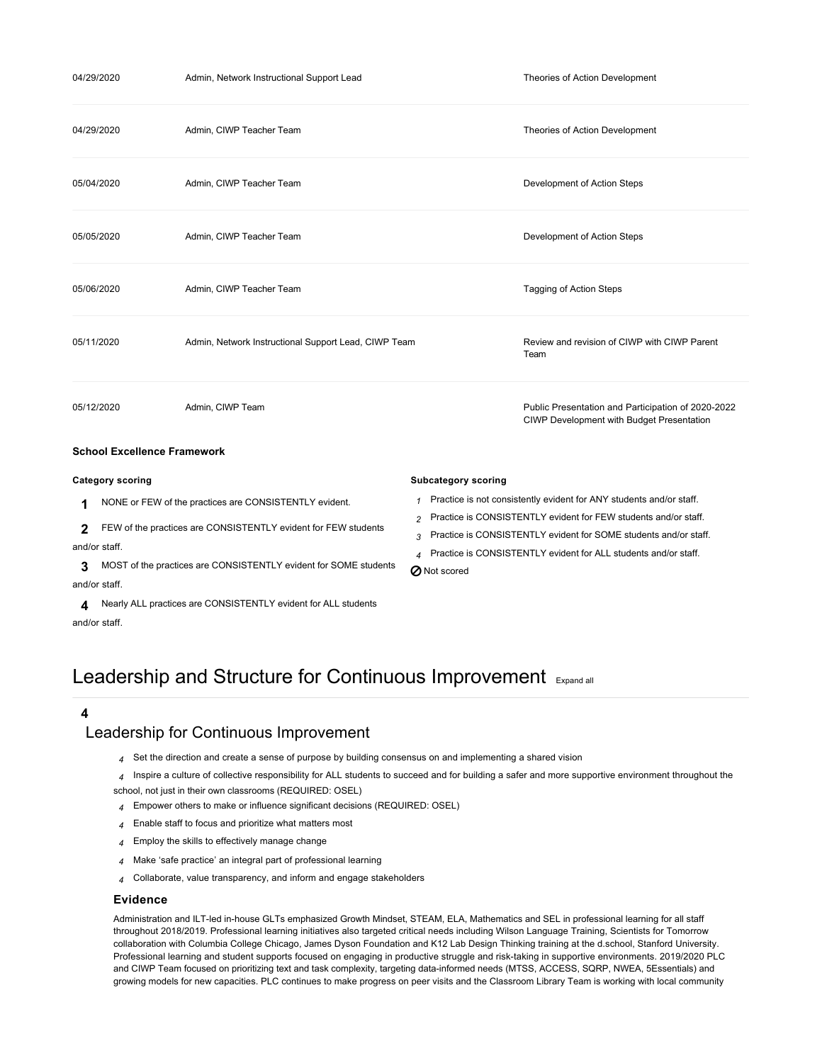| | | |
|---|---|---|
| 04/29/2020 | Admin, Network Instructional Support Lead | Theories of Action Development |
| 04/29/2020 | Admin, CIWP Teacher Team | Theories of Action Development |
| 05/04/2020 | Admin, CIWP Teacher Team | Development of Action Steps |
| 05/05/2020 | Admin, CIWP Teacher Team | Development of Action Steps |
| 05/06/2020 | Admin, CIWP Teacher Team | Tagging of Action Steps |
| 05/11/2020 | Admin, Network Instructional Support Lead, CIWP Team | Review and revision of CIWP with CIWP Parent Team |
| 05/12/2020 | Admin, CIWP Team | Public Presentation and Participation of 2020-2022 CIWP Development with Budget Presentation |

**School Excellence Framework**

**Category scoring**

**1** NONE or FEW of the practices are CONSISTENTLY evident.

**2** FEW of the practices are CONSISTENTLY evident for FEW students and/or staff.

**3** MOST of the practices are CONSISTENTLY evident for SOME students and/or staff.

**4** Nearly ALL practices are CONSISTENTLY evident for ALL students and/or staff.

**Subcategory scoring**

*1* Practice is not consistently evident for ANY students and/or staff.

*2* Practice is CONSISTENTLY evident for FEW students and/or staff.

*3* Practice is CONSISTENTLY evident for SOME students and/or staff.

*4* Practice is CONSISTENTLY evident for ALL students and/or staff.

⊘ Not scored

# Leadership and Structure for Continuous Improvement

**4**

## Leadership for Continuous Improvement

- *4* Set the direction and create a sense of purpose by building consensus on and implementing a shared vision
- *4* Inspire a culture of collective responsibility for ALL students to succeed and for building a safer and more supportive environment throughout the school, not just in their own classrooms (REQUIRED: OSEL)
- *4* Empower others to make or influence significant decisions (REQUIRED: OSEL)
- *4* Enable staff to focus and prioritize what matters most
- *4* Employ the skills to effectively manage change
- *4* Make 'safe practice' an integral part of professional learning
- *4* Collaborate, value transparency, and inform and engage stakeholders

### Evidence

Administration and ILT-led in-house GLTs emphasized Growth Mindset, STEAM, ELA, Mathematics and SEL in professional learning for all staff throughout 2018/2019. Professional learning initiatives also targeted critical needs including Wilson Language Training, Scientists for Tomorrow collaboration with Columbia College Chicago, James Dyson Foundation and K12 Lab Design Thinking training at the d.school, Stanford University. Professional learning and student supports focused on engaging in productive struggle and risk-taking in supportive environments. 2019/2020 PLC and CIWP Team focused on prioritizing text and task complexity, targeting data-informed needs (MTSS, ACCESS, SQRP, NWEA, 5Essentials) and growing models for new capacities. PLC continues to make progress on peer visits and the Classroom Library Team is working with local community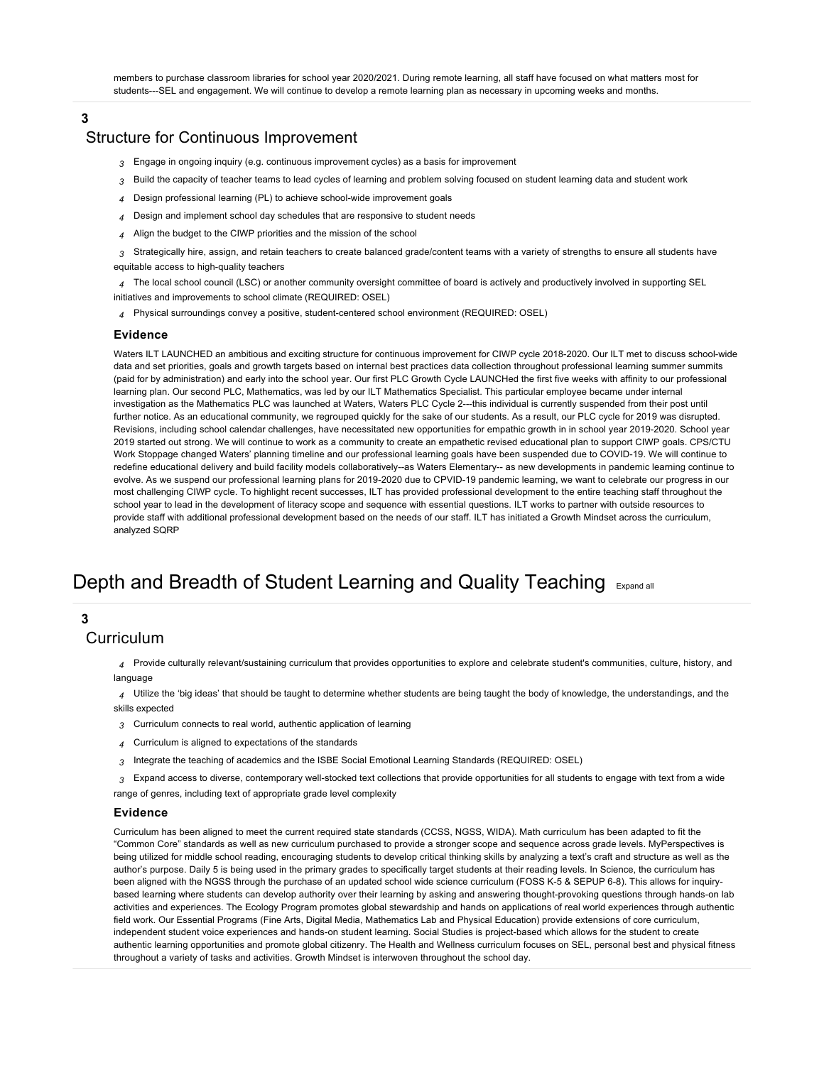members to purchase classroom libraries for school year 2020/2021. During remote learning, all staff have focused on what matters most for students---SEL and engagement. We will continue to develop a remote learning plan as necessary in upcoming weeks and months.

**3**

## Structure for Continuous Improvement

- *3* Engage in ongoing inquiry (e.g. continuous improvement cycles) as a basis for improvement
- *3* Build the capacity of teacher teams to lead cycles of learning and problem solving focused on student learning data and student work
- *4* Design professional learning (PL) to achieve school-wide improvement goals
- *4* Design and implement school day schedules that are responsive to student needs
- *4* Align the budget to the CIWP priorities and the mission of the school
- *3* Strategically hire, assign, and retain teachers to create balanced grade/content teams with a variety of strengths to ensure all students have equitable access to high-quality teachers
- *4* The local school council (LSC) or another community oversight committee of board is actively and productively involved in supporting SEL initiatives and improvements to school climate (REQUIRED: OSEL)
- *4* Physical surroundings convey a positive, student-centered school environment (REQUIRED: OSEL)

### Evidence

Waters ILT LAUNCHED an ambitious and exciting structure for continuous improvement for CIWP cycle 2018-2020. Our ILT met to discuss school-wide data and set priorities, goals and growth targets based on internal best practices data collection throughout professional learning summer summits (paid for by administration) and early into the school year. Our first PLC Growth Cycle LAUNCHed the first five weeks with affinity to our professional learning plan. Our second PLC, Mathematics, was led by our ILT Mathematics Specialist. This particular employee became under internal investigation as the Mathematics PLC was launched at Waters, Waters PLC Cycle 2---this individual is currently suspended from their post until further notice. As an educational community, we regrouped quickly for the sake of our students. As a result, our PLC cycle for 2019 was disrupted. Revisions, including school calendar challenges, have necessitated new opportunities for empathic growth in in school year 2019-2020. School year 2019 started out strong. We will continue to work as a community to create an empathetic revised educational plan to support CIWP goals. CPS/CTU Work Stoppage changed Waters' planning timeline and our professional learning goals have been suspended due to COVID-19. We will continue to redefine educational delivery and build facility models collaboratively--as Waters Elementary-- as new developments in pandemic learning continue to evolve. As we suspend our professional learning plans for 2019-2020 due to CPVID-19 pandemic learning, we want to celebrate our progress in our most challenging CIWP cycle. To highlight recent successes, ILT has provided professional development to the entire teaching staff throughout the school year to lead in the development of literacy scope and sequence with essential questions. ILT works to partner with outside resources to provide staff with additional professional development based on the needs of our staff. ILT has initiated a Growth Mindset across the curriculum, analyzed SQRP

# Depth and Breadth of Student Learning and Quality Teaching

**3**

## Curriculum

- *4* Provide culturally relevant/sustaining curriculum that provides opportunities to explore and celebrate student's communities, culture, history, and language
- *4* Utilize the 'big ideas' that should be taught to determine whether students are being taught the body of knowledge, the understandings, and the skills expected
- *3* Curriculum connects to real world, authentic application of learning
- *4* Curriculum is aligned to expectations of the standards
- *3* Integrate the teaching of academics and the ISBE Social Emotional Learning Standards (REQUIRED: OSEL)
- *3* Expand access to diverse, contemporary well-stocked text collections that provide opportunities for all students to engage with text from a wide range of genres, including text of appropriate grade level complexity

### Evidence

Curriculum has been aligned to meet the current required state standards (CCSS, NGSS, WIDA). Math curriculum has been adapted to fit the "Common Core" standards as well as new curriculum purchased to provide a stronger scope and sequence across grade levels. MyPerspectives is being utilized for middle school reading, encouraging students to develop critical thinking skills by analyzing a text's craft and structure as well as the author's purpose. Daily 5 is being used in the primary grades to specifically target students at their reading levels. In Science, the curriculum has been aligned with the NGSS through the purchase of an updated school wide science curriculum (FOSS K-5 & SEPUP 6-8). This allows for inquiry-based learning where students can develop authority over their learning by asking and answering thought-provoking questions through hands-on lab activities and experiences. The Ecology Program promotes global stewardship and hands on applications of real world experiences through authentic field work. Our Essential Programs (Fine Arts, Digital Media, Mathematics Lab and Physical Education) provide extensions of core curriculum, independent student voice experiences and hands-on student learning. Social Studies is project-based which allows for the student to create authentic learning opportunities and promote global citizenry. The Health and Wellness curriculum focuses on SEL, personal best and physical fitness throughout a variety of tasks and activities. Growth Mindset is interwoven throughout the school day.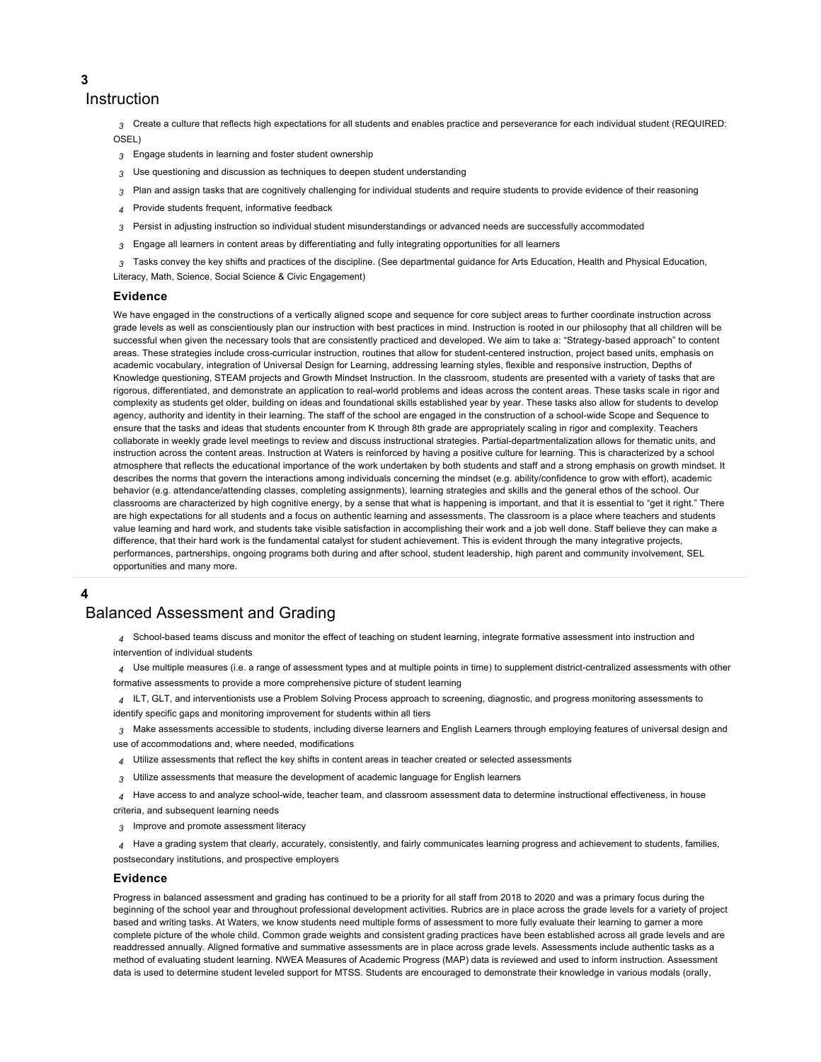**3**

## Instruction

*3* Create a culture that reflects high expectations for all students and enables practice and perseverance for each individual student (REQUIRED: OSEL)

*3* Engage students in learning and foster student ownership

*3* Use questioning and discussion as techniques to deepen student understanding

*3* Plan and assign tasks that are cognitively challenging for individual students and require students to provide evidence of their reasoning

*4* Provide students frequent, informative feedback

*3* Persist in adjusting instruction so individual student misunderstandings or advanced needs are successfully accommodated

*3* Engage all learners in content areas by differentiating and fully integrating opportunities for all learners

*3* Tasks convey the key shifts and practices of the discipline. (See departmental guidance for Arts Education, Health and Physical Education, Literacy, Math, Science, Social Science & Civic Engagement)

### Evidence

We have engaged in the constructions of a vertically aligned scope and sequence for core subject areas to further coordinate instruction across grade levels as well as conscientiously plan our instruction with best practices in mind. Instruction is rooted in our philosophy that all children will be successful when given the necessary tools that are consistently practiced and developed. We aim to take a: "Strategy-based approach" to content areas. These strategies include cross-curricular instruction, routines that allow for student-centered instruction, project based units, emphasis on academic vocabulary, integration of Universal Design for Learning, addressing learning styles, flexible and responsive instruction, Depths of Knowledge questioning, STEAM projects and Growth Mindset Instruction. In the classroom, students are presented with a variety of tasks that are rigorous, differentiated, and demonstrate an application to real-world problems and ideas across the content areas. These tasks scale in rigor and complexity as students get older, building on ideas and foundational skills established year by year. These tasks also allow for students to develop agency, authority and identity in their learning. The staff of the school are engaged in the construction of a school-wide Scope and Sequence to ensure that the tasks and ideas that students encounter from K through 8th grade are appropriately scaling in rigor and complexity. Teachers collaborate in weekly grade level meetings to review and discuss instructional strategies. Partial-departmentalization allows for thematic units, and instruction across the content areas. Instruction at Waters is reinforced by having a positive culture for learning. This is characterized by a school atmosphere that reflects the educational importance of the work undertaken by both students and staff and a strong emphasis on growth mindset. It describes the norms that govern the interactions among individuals concerning the mindset (e.g. ability/confidence to grow with effort), academic behavior (e.g. attendance/attending classes, completing assignments), learning strategies and skills and the general ethos of the school. Our classrooms are characterized by high cognitive energy, by a sense that what is happening is important, and that it is essential to "get it right." There are high expectations for all students and a focus on authentic learning and assessments. The classroom is a place where teachers and students value learning and hard work, and students take visible satisfaction in accomplishing their work and a job well done. Staff believe they can make a difference, that their hard work is the fundamental catalyst for student achievement. This is evident through the many integrative projects, performances, partnerships, ongoing programs both during and after school, student leadership, high parent and community involvement, SEL opportunities and many more.

**4**

## Balanced Assessment and Grading

*4* School-based teams discuss and monitor the effect of teaching on student learning, integrate formative assessment into instruction and intervention of individual students

*4* Use multiple measures (i.e. a range of assessment types and at multiple points in time) to supplement district-centralized assessments with other formative assessments to provide a more comprehensive picture of student learning

*4* ILT, GLT, and interventionists use a Problem Solving Process approach to screening, diagnostic, and progress monitoring assessments to identify specific gaps and monitoring improvement for students within all tiers

*3* Make assessments accessible to students, including diverse learners and English Learners through employing features of universal design and use of accommodations and, where needed, modifications

*4* Utilize assessments that reflect the key shifts in content areas in teacher created or selected assessments

*3* Utilize assessments that measure the development of academic language for English learners

*4* Have access to and analyze school-wide, teacher team, and classroom assessment data to determine instructional effectiveness, in house criteria, and subsequent learning needs

*3* Improve and promote assessment literacy

*4* Have a grading system that clearly, accurately, consistently, and fairly communicates learning progress and achievement to students, families, postsecondary institutions, and prospective employers

### Evidence

Progress in balanced assessment and grading has continued to be a priority for all staff from 2018 to 2020 and was a primary focus during the beginning of the school year and throughout professional development activities. Rubrics are in place across the grade levels for a variety of project based and writing tasks. At Waters, we know students need multiple forms of assessment to more fully evaluate their learning to garner a more complete picture of the whole child. Common grade weights and consistent grading practices have been established across all grade levels and are readdressed annually. Aligned formative and summative assessments are in place across grade levels. Assessments include authentic tasks as a method of evaluating student learning. NWEA Measures of Academic Progress (MAP) data is reviewed and used to inform instruction. Assessment data is used to determine student leveled support for MTSS. Students are encouraged to demonstrate their knowledge in various modals (orally,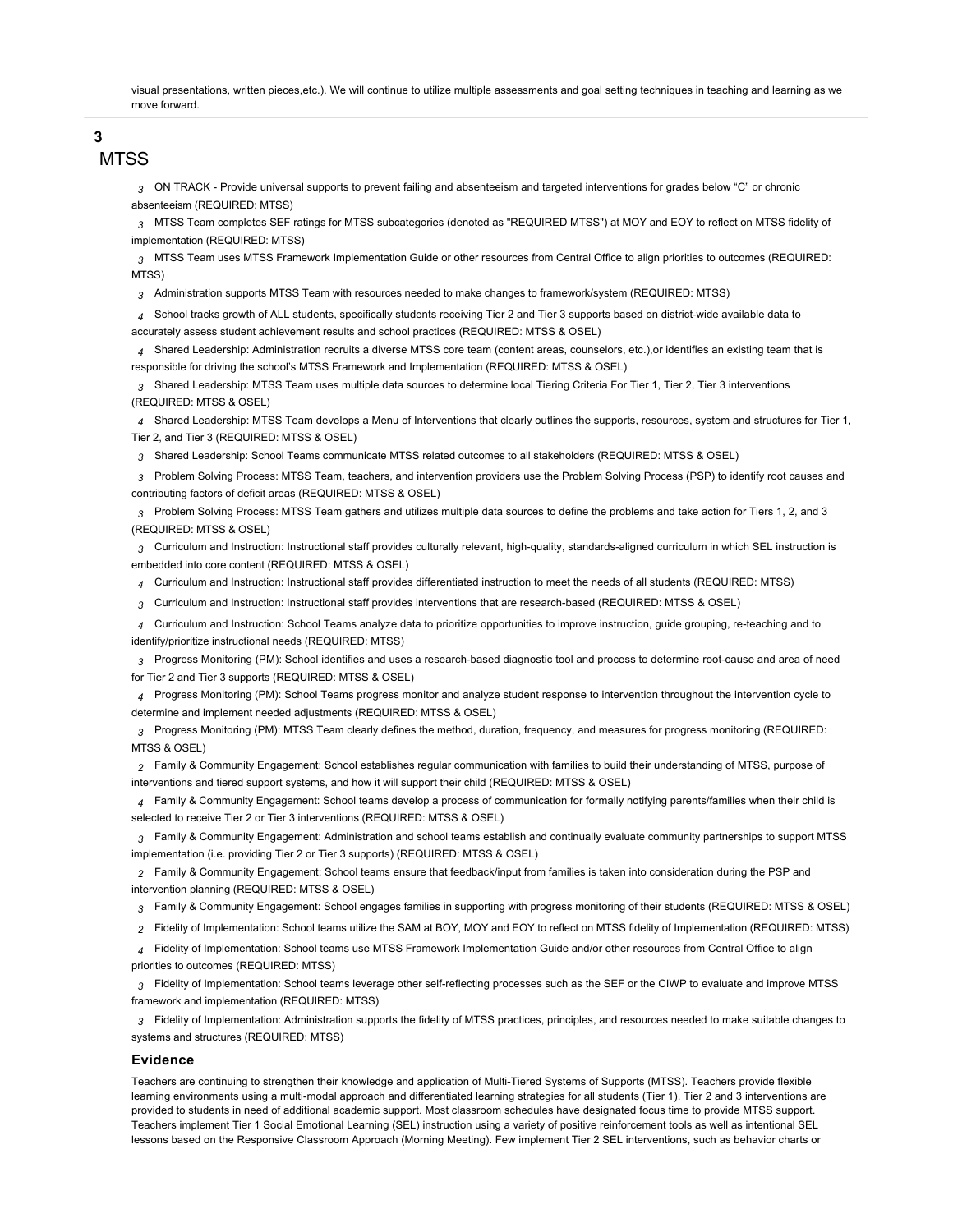visual presentations, written pieces,etc.). We will continue to utilize multiple assessments and goal setting techniques in teaching and learning as we move forward.

**3**

## MTSS

*3* ON TRACK - Provide universal supports to prevent failing and absenteeism and targeted interventions for grades below "C" or chronic absenteeism (REQUIRED: MTSS)

*3* MTSS Team completes SEF ratings for MTSS subcategories (denoted as "REQUIRED MTSS") at MOY and EOY to reflect on MTSS fidelity of implementation (REQUIRED: MTSS)

*3* MTSS Team uses MTSS Framework Implementation Guide or other resources from Central Office to align priorities to outcomes (REQUIRED: MTSS)

*3* Administration supports MTSS Team with resources needed to make changes to framework/system (REQUIRED: MTSS)

*4* School tracks growth of ALL students, specifically students receiving Tier 2 and Tier 3 supports based on district-wide available data to accurately assess student achievement results and school practices (REQUIRED: MTSS & OSEL)

*4* Shared Leadership: Administration recruits a diverse MTSS core team (content areas, counselors, etc.),or identifies an existing team that is responsible for driving the school's MTSS Framework and Implementation (REQUIRED: MTSS & OSEL)

*3* Shared Leadership: MTSS Team uses multiple data sources to determine local Tiering Criteria For Tier 1, Tier 2, Tier 3 interventions (REQUIRED: MTSS & OSEL)

*4* Shared Leadership: MTSS Team develops a Menu of Interventions that clearly outlines the supports, resources, system and structures for Tier 1, Tier 2, and Tier 3 (REQUIRED: MTSS & OSEL)

*3* Shared Leadership: School Teams communicate MTSS related outcomes to all stakeholders (REQUIRED: MTSS & OSEL)

*3* Problem Solving Process: MTSS Team, teachers, and intervention providers use the Problem Solving Process (PSP) to identify root causes and contributing factors of deficit areas (REQUIRED: MTSS & OSEL)

*3* Problem Solving Process: MTSS Team gathers and utilizes multiple data sources to define the problems and take action for Tiers 1, 2, and 3 (REQUIRED: MTSS & OSEL)

*3* Curriculum and Instruction: Instructional staff provides culturally relevant, high-quality, standards-aligned curriculum in which SEL instruction is embedded into core content (REQUIRED: MTSS & OSEL)

*4* Curriculum and Instruction: Instructional staff provides differentiated instruction to meet the needs of all students (REQUIRED: MTSS)

*3* Curriculum and Instruction: Instructional staff provides interventions that are research-based (REQUIRED: MTSS & OSEL)

*4* Curriculum and Instruction: School Teams analyze data to prioritize opportunities to improve instruction, guide grouping, re-teaching and to identify/prioritize instructional needs (REQUIRED: MTSS)

*3* Progress Monitoring (PM): School identifies and uses a research-based diagnostic tool and process to determine root-cause and area of need for Tier 2 and Tier 3 supports (REQUIRED: MTSS & OSEL)

*4* Progress Monitoring (PM): School Teams progress monitor and analyze student response to intervention throughout the intervention cycle to determine and implement needed adjustments (REQUIRED: MTSS & OSEL)

*3* Progress Monitoring (PM): MTSS Team clearly defines the method, duration, frequency, and measures for progress monitoring (REQUIRED: MTSS & OSEL)

*2* Family & Community Engagement: School establishes regular communication with families to build their understanding of MTSS, purpose of interventions and tiered support systems, and how it will support their child (REQUIRED: MTSS & OSEL)

*4* Family & Community Engagement: School teams develop a process of communication for formally notifying parents/families when their child is selected to receive Tier 2 or Tier 3 interventions (REQUIRED: MTSS & OSEL)

*3* Family & Community Engagement: Administration and school teams establish and continually evaluate community partnerships to support MTSS implementation (i.e. providing Tier 2 or Tier 3 supports) (REQUIRED: MTSS & OSEL)

*2* Family & Community Engagement: School teams ensure that feedback/input from families is taken into consideration during the PSP and intervention planning (REQUIRED: MTSS & OSEL)

*3* Family & Community Engagement: School engages families in supporting with progress monitoring of their students (REQUIRED: MTSS & OSEL)

*2* Fidelity of Implementation: School teams utilize the SAM at BOY, MOY and EOY to reflect on MTSS fidelity of Implementation (REQUIRED: MTSS)

*4* Fidelity of Implementation: School teams use MTSS Framework Implementation Guide and/or other resources from Central Office to align priorities to outcomes (REQUIRED: MTSS)

*3* Fidelity of Implementation: School teams leverage other self-reflecting processes such as the SEF or the CIWP to evaluate and improve MTSS framework and implementation (REQUIRED: MTSS)

*3* Fidelity of Implementation: Administration supports the fidelity of MTSS practices, principles, and resources needed to make suitable changes to systems and structures (REQUIRED: MTSS)

### Evidence

Teachers are continuing to strengthen their knowledge and application of Multi-Tiered Systems of Supports (MTSS). Teachers provide flexible learning environments using a multi-modal approach and differentiated learning strategies for all students (Tier 1). Tier 2 and 3 interventions are provided to students in need of additional academic support. Most classroom schedules have designated focus time to provide MTSS support. Teachers implement Tier 1 Social Emotional Learning (SEL) instruction using a variety of positive reinforcement tools as well as intentional SEL lessons based on the Responsive Classroom Approach (Morning Meeting). Few implement Tier 2 SEL interventions, such as behavior charts or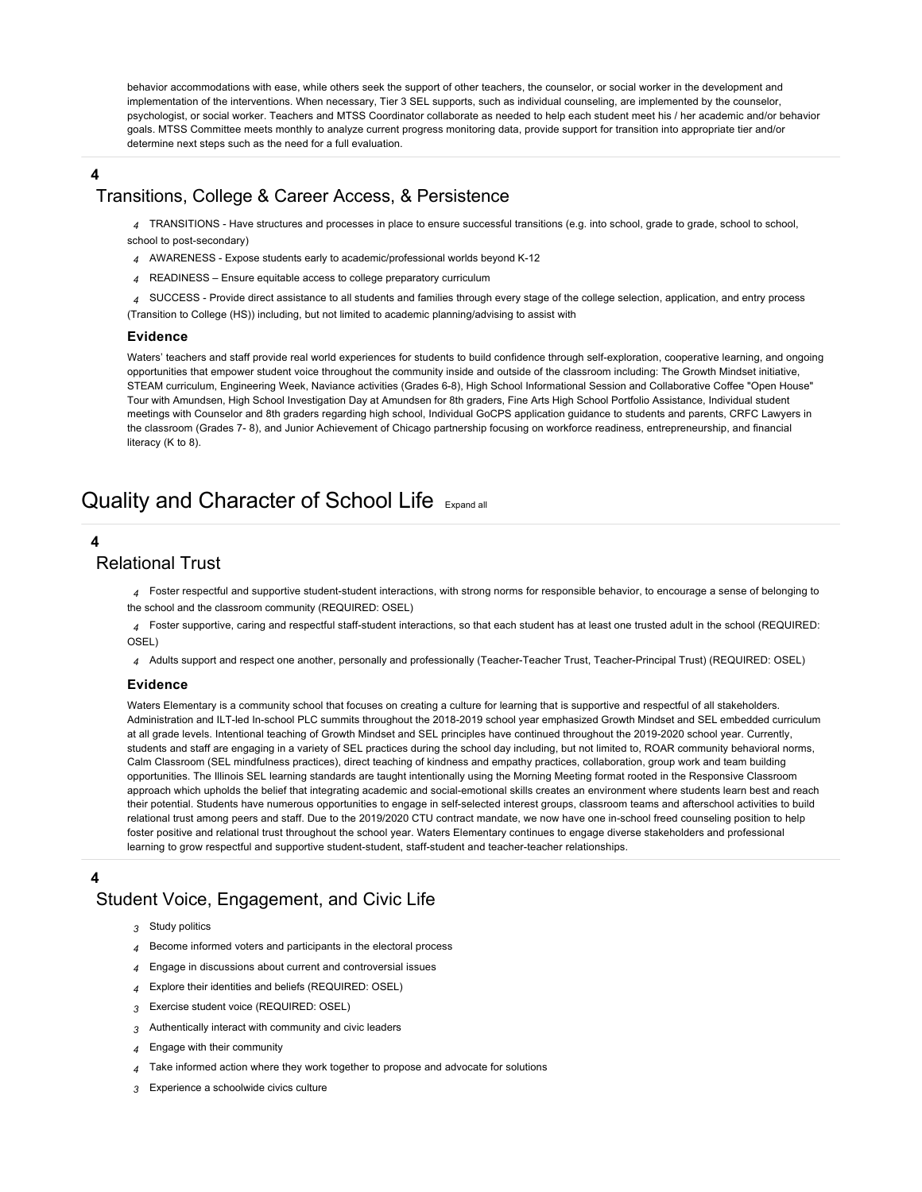behavior accommodations with ease, while others seek the support of other teachers, the counselor, or social worker in the development and implementation of the interventions. When necessary, Tier 3 SEL supports, such as individual counseling, are implemented by the counselor, psychologist, or social worker. Teachers and MTSS Coordinator collaborate as needed to help each student meet his / her academic and/or behavior goals. MTSS Committee meets monthly to analyze current progress monitoring data, provide support for transition into appropriate tier and/or determine next steps such as the need for a full evaluation.

**4**

## Transitions, College & Career Access, & Persistence

- *4* TRANSITIONS - Have structures and processes in place to ensure successful transitions (e.g. into school, grade to grade, school to school, school to post-secondary)
- *4* AWARENESS - Expose students early to academic/professional worlds beyond K-12
- *4* READINESS – Ensure equitable access to college preparatory curriculum
- *4* SUCCESS - Provide direct assistance to all students and families through every stage of the college selection, application, and entry process (Transition to College (HS)) including, but not limited to academic planning/advising to assist with

### Evidence

Waters' teachers and staff provide real world experiences for students to build confidence through self-exploration, cooperative learning, and ongoing opportunities that empower student voice throughout the community inside and outside of the classroom including: The Growth Mindset initiative, STEAM curriculum, Engineering Week, Naviance activities (Grades 6-8), High School Informational Session and Collaborative Coffee "Open House" Tour with Amundsen, High School Investigation Day at Amundsen for 8th graders, Fine Arts High School Portfolio Assistance, Individual student meetings with Counselor and 8th graders regarding high school, Individual GoCPS application guidance to students and parents, CRFC Lawyers in the classroom (Grades 7- 8), and Junior Achievement of Chicago partnership focusing on workforce readiness, entrepreneurship, and financial literacy (K to 8).

# Quality and Character of School Life

**4**

## Relational Trust

- *4* Foster respectful and supportive student-student interactions, with strong norms for responsible behavior, to encourage a sense of belonging to the school and the classroom community (REQUIRED: OSEL)
- *4* Foster supportive, caring and respectful staff-student interactions, so that each student has at least one trusted adult in the school (REQUIRED: OSEL)
- *4* Adults support and respect one another, personally and professionally (Teacher-Teacher Trust, Teacher-Principal Trust) (REQUIRED: OSEL)

### Evidence

Waters Elementary is a community school that focuses on creating a culture for learning that is supportive and respectful of all stakeholders. Administration and ILT-led In-school PLC summits throughout the 2018-2019 school year emphasized Growth Mindset and SEL embedded curriculum at all grade levels. Intentional teaching of Growth Mindset and SEL principles have continued throughout the 2019-2020 school year. Currently, students and staff are engaging in a variety of SEL practices during the school day including, but not limited to, ROAR community behavioral norms, Calm Classroom (SEL mindfulness practices), direct teaching of kindness and empathy practices, collaboration, group work and team building opportunities. The Illinois SEL learning standards are taught intentionally using the Morning Meeting format rooted in the Responsive Classroom approach which upholds the belief that integrating academic and social-emotional skills creates an environment where students learn best and reach their potential. Students have numerous opportunities to engage in self-selected interest groups, classroom teams and afterschool activities to build relational trust among peers and staff. Due to the 2019/2020 CTU contract mandate, we now have one in-school freed counseling position to help foster positive and relational trust throughout the school year. Waters Elementary continues to engage diverse stakeholders and professional learning to grow respectful and supportive student-student, staff-student and teacher-teacher relationships.

**4**

## Student Voice, Engagement, and Civic Life

- *3* Study politics
- *4* Become informed voters and participants in the electoral process
- *4* Engage in discussions about current and controversial issues
- *4* Explore their identities and beliefs (REQUIRED: OSEL)
- *3* Exercise student voice (REQUIRED: OSEL)
- *3* Authentically interact with community and civic leaders
- *4* Engage with their community
- *4* Take informed action where they work together to propose and advocate for solutions
- *3* Experience a schoolwide civics culture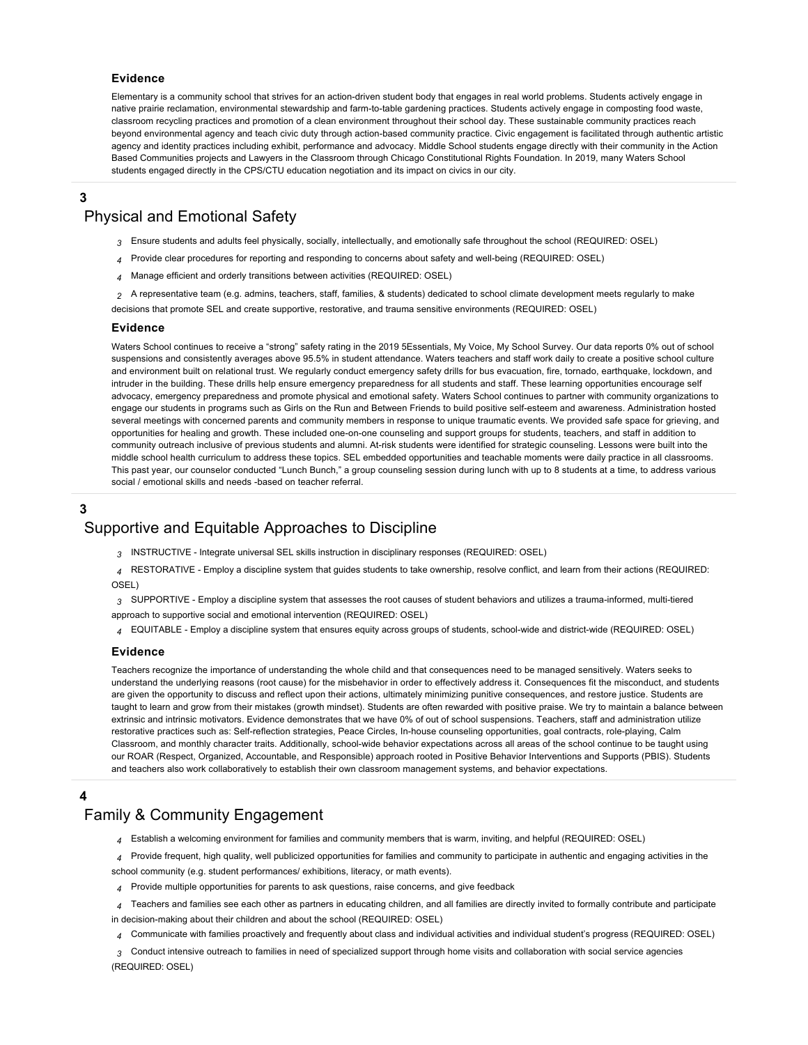### Evidence

Elementary is a community school that strives for an action-driven student body that engages in real world problems. Students actively engage in native prairie reclamation, environmental stewardship and farm-to-table gardening practices. Students actively engage in composting food waste, classroom recycling practices and promotion of a clean environment throughout their school day. These sustainable community practices reach beyond environmental agency and teach civic duty through action-based community practice. Civic engagement is facilitated through authentic artistic agency and identity practices including exhibit, performance and advocacy. Middle School students engage directly with their community in the Action Based Communities projects and Lawyers in the Classroom through Chicago Constitutional Rights Foundation. In 2019, many Waters School students engaged directly in the CPS/CTU education negotiation and its impact on civics in our city.

**3**

## Physical and Emotional Safety

*3* Ensure students and adults feel physically, socially, intellectually, and emotionally safe throughout the school (REQUIRED: OSEL)

*4* Provide clear procedures for reporting and responding to concerns about safety and well-being (REQUIRED: OSEL)

*4* Manage efficient and orderly transitions between activities (REQUIRED: OSEL)

*2* A representative team (e.g. admins, teachers, staff, families, & students) dedicated to school climate development meets regularly to make decisions that promote SEL and create supportive, restorative, and trauma sensitive environments (REQUIRED: OSEL)

### Evidence

Waters School continues to receive a "strong" safety rating in the 2019 5Essentials, My Voice, My School Survey. Our data reports 0% out of school suspensions and consistently averages above 95.5% in student attendance. Waters teachers and staff work daily to create a positive school culture and environment built on relational trust. We regularly conduct emergency safety drills for bus evacuation, fire, tornado, earthquake, lockdown, and intruder in the building. These drills help ensure emergency preparedness for all students and staff. These learning opportunities encourage self advocacy, emergency preparedness and promote physical and emotional safety. Waters School continues to partner with community organizations to engage our students in programs such as Girls on the Run and Between Friends to build positive self-esteem and awareness. Administration hosted several meetings with concerned parents and community members in response to unique traumatic events. We provided safe space for grieving, and opportunities for healing and growth. These included one-on-one counseling and support groups for students, teachers, and staff in addition to community outreach inclusive of previous students and alumni. At-risk students were identified for strategic counseling. Lessons were built into the middle school health curriculum to address these topics. SEL embedded opportunities and teachable moments were daily practice in all classrooms. This past year, our counselor conducted "Lunch Bunch," a group counseling session during lunch with up to 8 students at a time, to address various social / emotional skills and needs -based on teacher referral.

**3**

## Supportive and Equitable Approaches to Discipline

*3* INSTRUCTIVE - Integrate universal SEL skills instruction in disciplinary responses (REQUIRED: OSEL)

*4* RESTORATIVE - Employ a discipline system that guides students to take ownership, resolve conflict, and learn from their actions (REQUIRED: OSEL)

*3* SUPPORTIVE - Employ a discipline system that assesses the root causes of student behaviors and utilizes a trauma-informed, multi-tiered approach to supportive social and emotional intervention (REQUIRED: OSEL)

*4* EQUITABLE - Employ a discipline system that ensures equity across groups of students, school-wide and district-wide (REQUIRED: OSEL)

### Evidence

Teachers recognize the importance of understanding the whole child and that consequences need to be managed sensitively. Waters seeks to understand the underlying reasons (root cause) for the misbehavior in order to effectively address it. Consequences fit the misconduct, and students are given the opportunity to discuss and reflect upon their actions, ultimately minimizing punitive consequences, and restore justice. Students are taught to learn and grow from their mistakes (growth mindset). Students are often rewarded with positive praise. We try to maintain a balance between extrinsic and intrinsic motivators. Evidence demonstrates that we have 0% of out of school suspensions. Teachers, staff and administration utilize restorative practices such as: Self-reflection strategies, Peace Circles, In-house counseling opportunities, goal contracts, role-playing, Calm Classroom, and monthly character traits. Additionally, school-wide behavior expectations across all areas of the school continue to be taught using our ROAR (Respect, Organized, Accountable, and Responsible) approach rooted in Positive Behavior Interventions and Supports (PBIS). Students and teachers also work collaboratively to establish their own classroom management systems, and behavior expectations.

**4**

## Family & Community Engagement

*4* Establish a welcoming environment for families and community members that is warm, inviting, and helpful (REQUIRED: OSEL)

*4* Provide frequent, high quality, well publicized opportunities for families and community to participate in authentic and engaging activities in the school community (e.g. student performances/ exhibitions, literacy, or math events).

*4* Provide multiple opportunities for parents to ask questions, raise concerns, and give feedback

*4* Teachers and families see each other as partners in educating children, and all families are directly invited to formally contribute and participate in decision-making about their children and about the school (REQUIRED: OSEL)

*4* Communicate with families proactively and frequently about class and individual activities and individual student's progress (REQUIRED: OSEL)

*3* Conduct intensive outreach to families in need of specialized support through home visits and collaboration with social service agencies (REQUIRED: OSEL)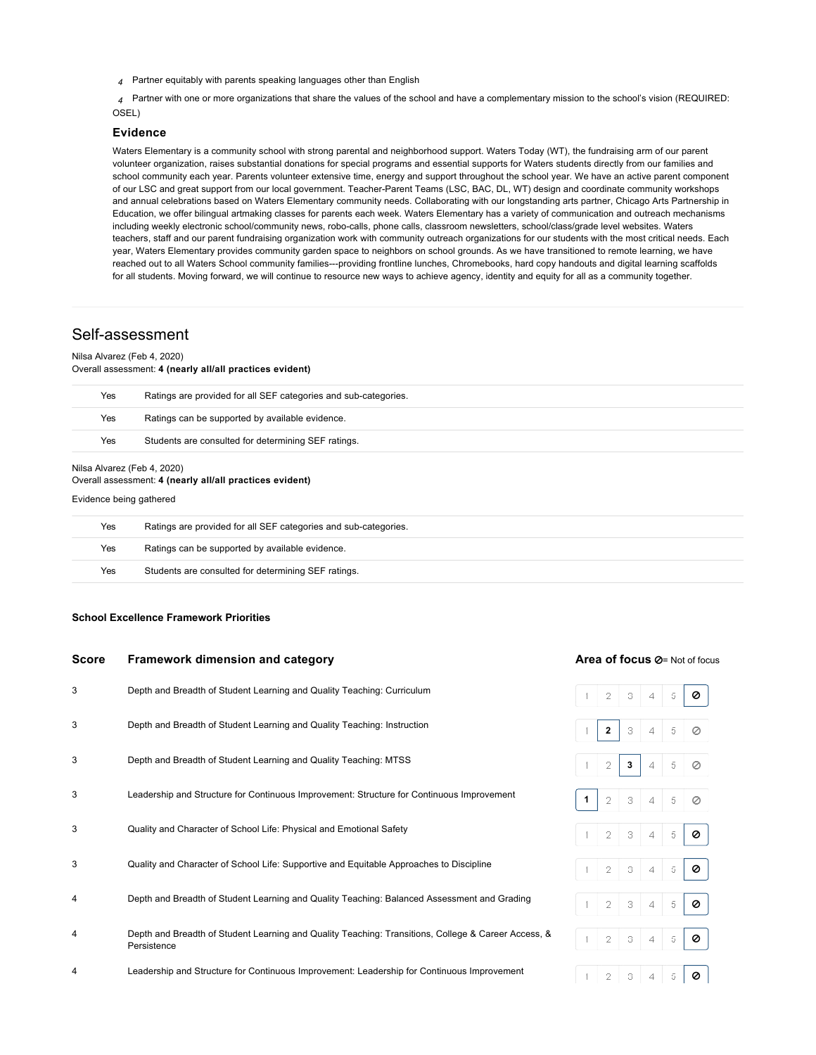*4* Partner equitably with parents speaking languages other than English

*4* Partner with one or more organizations that share the values of the school and have a complementary mission to the school's vision (REQUIRED: OSEL)

### Evidence

Waters Elementary is a community school with strong parental and neighborhood support. Waters Today (WT), the fundraising arm of our parent volunteer organization, raises substantial donations for special programs and essential supports for Waters students directly from our families and school community each year. Parents volunteer extensive time, energy and support throughout the school year. We have an active parent component of our LSC and great support from our local government. Teacher-Parent Teams (LSC, BAC, DL, WT) design and coordinate community workshops and annual celebrations based on Waters Elementary community needs. Collaborating with our longstanding arts partner, Chicago Arts Partnership in Education, we offer bilingual artmaking classes for parents each week. Waters Elementary has a variety of communication and outreach mechanisms including weekly electronic school/community news, robo-calls, phone calls, classroom newsletters, school/class/grade level websites. Waters teachers, staff and our parent fundraising organization work with community outreach organizations for our students with the most critical needs. Each year, Waters Elementary provides community garden space to neighbors on school grounds. As we have transitioned to remote learning, we have reached out to all Waters School community families---providing frontline lunches, Chromebooks, hard copy handouts and digital learning scaffolds for all students. Moving forward, we will continue to resource new ways to achieve agency, identity and equity for all as a community together.

## Self-assessment

Nilsa Alvarez (Feb 4, 2020)
Overall assessment: **4 (nearly all/all practices evident)**

| | |
|---|---|
| Yes | Ratings are provided for all SEF categories and sub-categories. |
| Yes | Ratings can be supported by available evidence. |
| Yes | Students are consulted for determining SEF ratings. |

Nilsa Alvarez (Feb 4, 2020)
Overall assessment: **4 (nearly all/all practices evident)**

Evidence being gathered

| | |
|---|---|
| Yes | Ratings are provided for all SEF categories and sub-categories. |
| Yes | Ratings can be supported by available evidence. |
| Yes | Students are consulted for determining SEF ratings. |

**School Excellence Framework Priorities**

| Score | Framework dimension and category | Area of focus ⊘= Not of focus |
|---|---|---|
| 3 | Depth and Breadth of Student Learning and Quality Teaching: Curriculum | ⊘ |
| 3 | Depth and Breadth of Student Learning and Quality Teaching: Instruction | 2 |
| 3 | Depth and Breadth of Student Learning and Quality Teaching: MTSS | 3 |
| 3 | Leadership and Structure for Continuous Improvement: Structure for Continuous Improvement | 1 |
| 3 | Quality and Character of School Life: Physical and Emotional Safety | ⊘ |
| 3 | Quality and Character of School Life: Supportive and Equitable Approaches to Discipline | ⊘ |
| 4 | Depth and Breadth of Student Learning and Quality Teaching: Balanced Assessment and Grading | ⊘ |
| 4 | Depth and Breadth of Student Learning and Quality Teaching: Transitions, College & Career Access, & Persistence | ⊘ |
| 4 | Leadership and Structure for Continuous Improvement: Leadership for Continuous Improvement | ⊘ |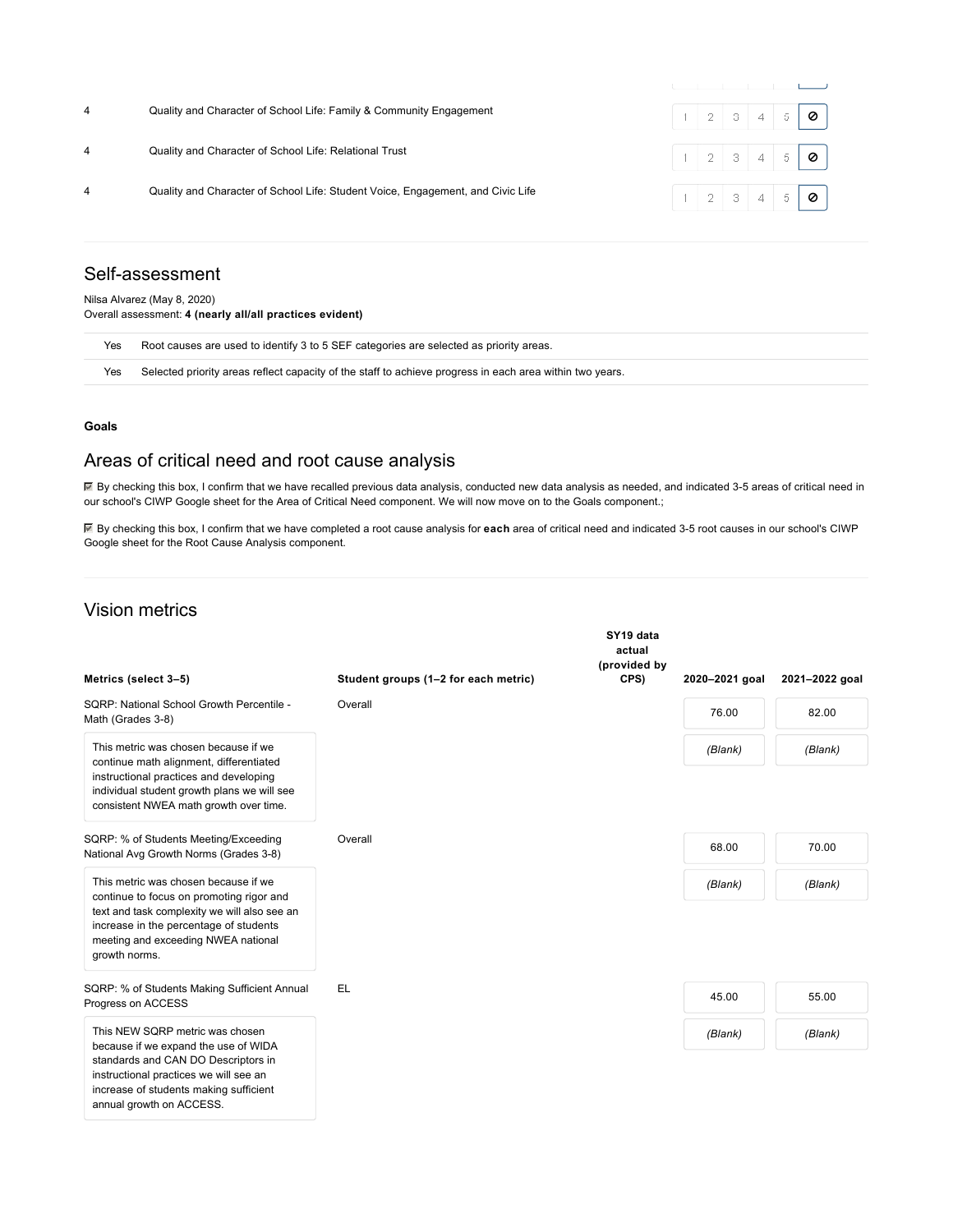| | | |
|---|---|---|
| 4 | Quality and Character of School Life: Family & Community Engagement | 1 2 3 4 5 ⊘ |
| 4 | Quality and Character of School Life: Relational Trust | 1 2 3 4 5 ⊘ |
| 4 | Quality and Character of School Life: Student Voice, Engagement, and Civic Life | 1 2 3 4 5 ⊘ |

## Self-assessment

Nilsa Alvarez (May 8, 2020)
Overall assessment: **4 (nearly all/all practices evident)**

| | |
|---|---|
| Yes | Root causes are used to identify 3 to 5 SEF categories are selected as priority areas. |
| Yes | Selected priority areas reflect capacity of the staff to achieve progress in each area within two years. |

**Goals**

## Areas of critical need and root cause analysis

☑ By checking this box, I confirm that we have recalled previous data analysis, conducted new data analysis as needed, and indicated 3-5 areas of critical need in our school's CIWP Google sheet for the Area of Critical Need component. We will now move on to the Goals component.;

☑ By checking this box, I confirm that we have completed a root cause analysis for **each** area of critical need and indicated 3-5 root causes in our school's CIWP Google sheet for the Root Cause Analysis component.

## Vision metrics

| Metrics (select 3–5) | Student groups (1–2 for each metric) | SY19 data actual (provided by CPS) | 2020–2021 goal | 2021–2022 goal |
|---|---|---|---|---|
| SQRP: National School Growth Percentile - Math (Grades 3-8) | Overall | | 76.00 | 82.00 |
| This metric was chosen because if we continue math alignment, differentiated instructional practices and developing individual student growth plans we will see consistent NWEA math growth over time. | | | *(Blank)* | *(Blank)* |
| SQRP: % of Students Meeting/Exceeding National Avg Growth Norms (Grades 3-8) | Overall | | 68.00 | 70.00 |
| This metric was chosen because if we continue to focus on promoting rigor and text and task complexity we will also see an increase in the percentage of students meeting and exceeding NWEA national growth norms. | | | *(Blank)* | *(Blank)* |
| SQRP: % of Students Making Sufficient Annual Progress on ACCESS | EL | | 45.00 | 55.00 |
| This NEW SQRP metric was chosen because if we expand the use of WIDA standards and CAN DO Descriptors in instructional practices we will see an increase of students making sufficient annual growth on ACCESS. | | | *(Blank)* | *(Blank)* |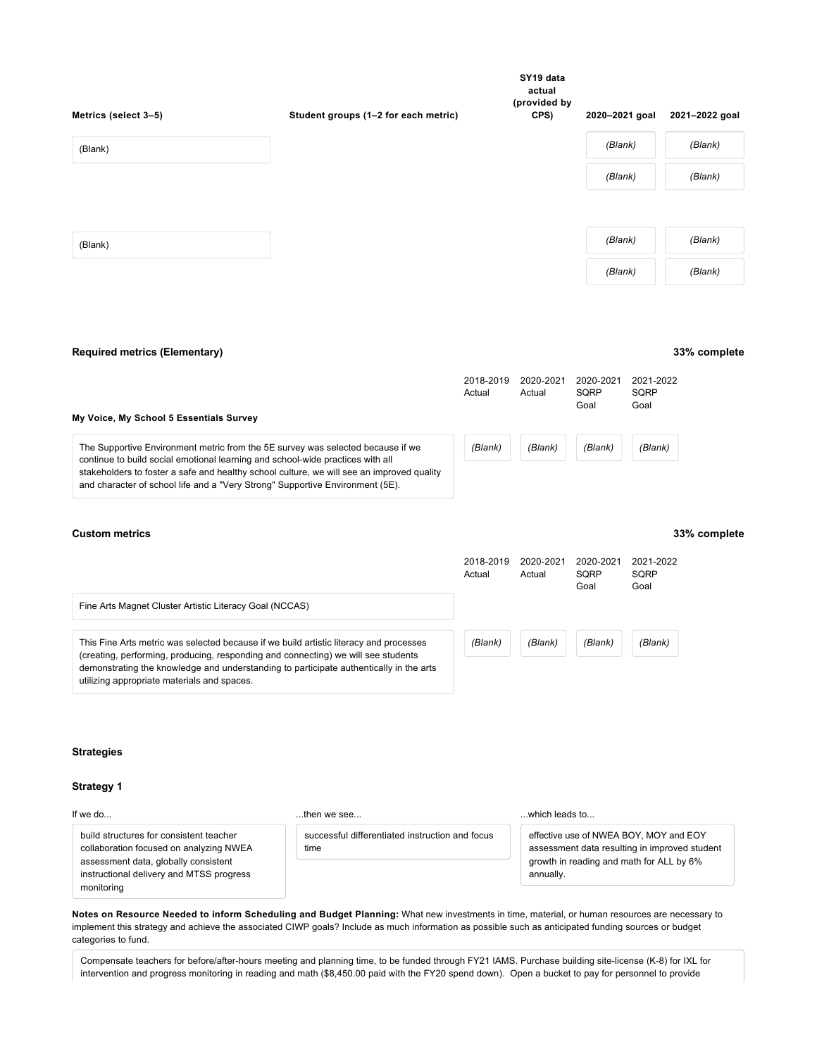| Metrics (select 3–5) | Student groups (1–2 for each metric) | SY19 data actual (provided by CPS) | 2020–2021 goal | 2021–2022 goal |
|---|---|---|---|---|
| (Blank) | | | (Blank) | (Blank) |
| | | | (Blank) | (Blank) |
| (Blank) | | | (Blank) | (Blank) |
| | | | (Blank) | (Blank) |

### Required metrics (Elementary)

**33% complete**

| My Voice, My School 5 Essentials Survey | 2018-2019 Actual | 2020-2021 Actual | 2020-2021 SQRP Goal | 2021-2022 SQRP Goal |
|---|---|---|---|---|
| The Supportive Environment metric from the 5E survey was selected because if we continue to build social emotional learning and school-wide practices with all stakeholders to foster a safe and healthy school culture, we will see an improved quality and character of school life and a "Very Strong" Supportive Environment (5E). | (Blank) | (Blank) | (Blank) | (Blank) |

### Custom metrics

**33% complete**

| Fine Arts Magnet Cluster Artistic Literacy Goal (NCCAS) | 2018-2019 Actual | 2020-2021 Actual | 2020-2021 SQRP Goal | 2021-2022 SQRP Goal |
|---|---|---|---|---|
| This Fine Arts metric was selected because if we build artistic literacy and processes (creating, performing, producing, responding and connecting) we will see students demonstrating the knowledge and understanding to participate authentically in the arts utilizing appropriate materials and spaces. | (Blank) | (Blank) | (Blank) | (Blank) |

### Strategies

#### Strategy 1

| If we do... | ...then we see... | ...which leads to... |
|---|---|---|
| build structures for consistent teacher collaboration focused on analyzing NWEA assessment data, globally consistent instructional delivery and MTSS progress monitoring | successful differentiated instruction and focus time | effective use of NWEA BOY, MOY and EOY assessment data resulting in improved student growth in reading and math for ALL by 6% annually. |

**Notes on Resource Needed to inform Scheduling and Budget Planning:** What new investments in time, material, or human resources are necessary to implement this strategy and achieve the associated CIWP goals? Include as much information as possible such as anticipated funding sources or budget categories to fund.

Compensate teachers for before/after-hours meeting and planning time, to be funded through FY21 IAMS. Purchase building site-license (K-8) for IXL for intervention and progress monitoring in reading and math ($8,450.00 paid with the FY20 spend down). Open a bucket to pay for personnel to provide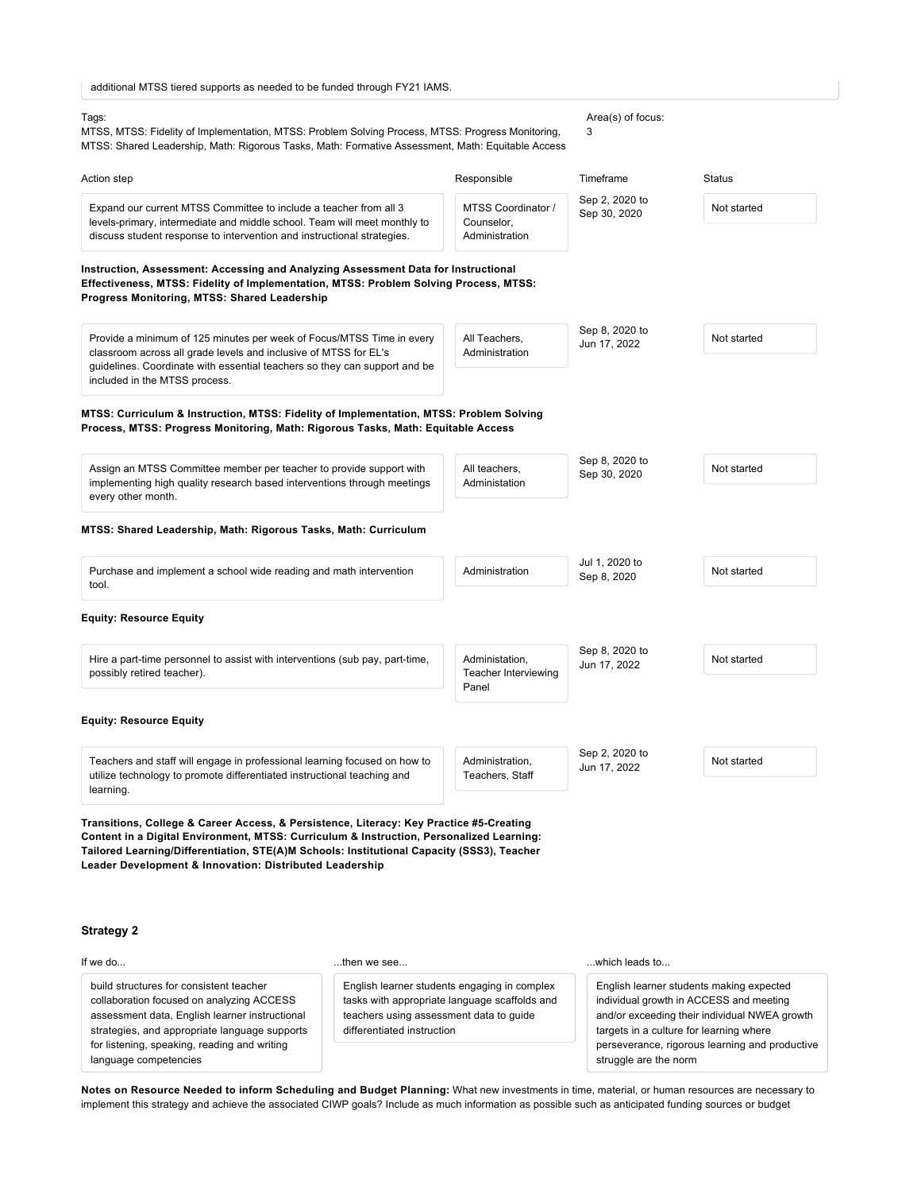additional MTSS tiered supports as needed to be funded through FY21 IAMS.

Tags:
MTSS, MTSS: Fidelity of Implementation, MTSS: Problem Solving Process, MTSS: Progress Monitoring, MTSS: Shared Leadership, Math: Rigorous Tasks, Math: Formative Assessment, Math: Equitable Access

Area(s) of focus:
3

| Action step | Responsible | Timeframe | Status |
| --- | --- | --- | --- |
| Expand our current MTSS Committee to include a teacher from all 3 levels-primary, intermediate and middle school. Team will meet monthly to discuss student response to intervention and instructional strategies. | MTSS Coordinator / Counselor, Administration | Sep 2, 2020 to Sep 30, 2020 | Not started |

**Instruction, Assessment: Accessing and Analyzing Assessment Data for Instructional Effectiveness, MTSS: Fidelity of Implementation, MTSS: Problem Solving Process, MTSS: Progress Monitoring, MTSS: Shared Leadership**

| Action step | Responsible | Timeframe | Status |
| --- | --- | --- | --- |
| Provide a minimum of 125 minutes per week of Focus/MTSS Time in every classroom across all grade levels and inclusive of MTSS for EL's guidelines. Coordinate with essential teachers so they can support and be included in the MTSS process. | All Teachers, Administration | Sep 8, 2020 to Jun 17, 2022 | Not started |

**MTSS: Curriculum & Instruction, MTSS: Fidelity of Implementation, MTSS: Problem Solving Process, MTSS: Progress Monitoring, Math: Rigorous Tasks, Math: Equitable Access**

| Action step | Responsible | Timeframe | Status |
| --- | --- | --- | --- |
| Assign an MTSS Committee member per teacher to provide support with implementing high quality research based interventions through meetings every other month. | All teachers, Administation | Sep 8, 2020 to Sep 30, 2020 | Not started |

**MTSS: Shared Leadership, Math: Rigorous Tasks, Math: Curriculum**

| Action step | Responsible | Timeframe | Status |
| --- | --- | --- | --- |
| Purchase and implement a school wide reading and math intervention tool. | Administration | Jul 1, 2020 to Sep 8, 2020 | Not started |

**Equity: Resource Equity**

| Action step | Responsible | Timeframe | Status |
| --- | --- | --- | --- |
| Hire a part-time personnel to assist with interventions (sub pay, part-time, possibly retired teacher). | Administation, Teacher Interviewing Panel | Sep 8, 2020 to Jun 17, 2022 | Not started |

**Equity: Resource Equity**

| Action step | Responsible | Timeframe | Status |
| --- | --- | --- | --- |
| Teachers and staff will engage in professional learning focused on how to utilize technology to promote differentiated instructional teaching and learning. | Administration, Teachers, Staff | Sep 2, 2020 to Jun 17, 2022 | Not started |

**Transitions, College & Career Access, & Persistence, Literacy: Key Practice #5-Creating Content in a Digital Environment, MTSS: Curriculum & Instruction, Personalized Learning: Tailored Learning/Differentiation, STE(A)M Schools: Institutional Capacity (SSS3), Teacher Leader Development & Innovation: Distributed Leadership**

### Strategy 2

| If we do... | ...then we see... | ...which leads to... |
| --- | --- | --- |
| build structures for consistent teacher collaboration focused on analyzing ACCESS assessment data, English learner instructional strategies, and appropriate language supports for listening, speaking, reading and writing language competencies | English learner students engaging in complex tasks with appropriate language scaffolds and teachers using assessment data to guide differentiated instruction | English learner students making expected individual growth in ACCESS and meeting and/or exceeding their individual NWEA growth targets in a culture for learning where perseverance, rigorous learning and productive struggle are the norm |

**Notes on Resource Needed to inform Scheduling and Budget Planning:** What new investments in time, material, or human resources are necessary to implement this strategy and achieve the associated CIWP goals? Include as much information as possible such as anticipated funding sources or budget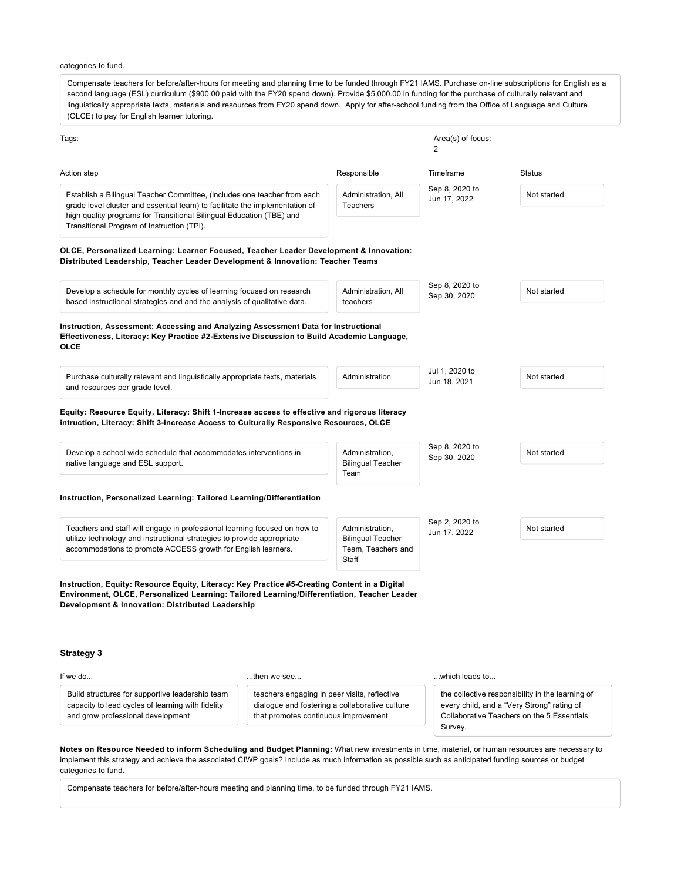categories to fund.

Compensate teachers for before/after-hours for meeting and planning time to be funded through FY21 IAMS. Purchase on-line subscriptions for English as a second language (ESL) curriculum ($900.00 paid with the FY20 spend down). Provide $5,000.00 in funding for the purchase of culturally relevant and linguistically appropriate texts, materials and resources from FY20 spend down. Apply for after-school funding from the Office of Language and Culture (OLCE) to pay for English learner tutoring.

Tags:

Area(s) of focus:
2

| Action step | Responsible | Timeframe | Status |
|---|---|---|---|
| Establish a Bilingual Teacher Committee, (includes one teacher from each grade level cluster and essential team) to facilitate the implementation of high quality programs for Transitional Bilingual Education (TBE) and Transitional Program of Instruction (TPI). | Administration, All Teachers | Sep 8, 2020 to Jun 17, 2022 | Not started |

**OLCE, Personalized Learning: Learner Focused, Teacher Leader Development & Innovation: Distributed Leadership, Teacher Leader Development & Innovation: Teacher Teams**

| Action step | Responsible | Timeframe | Status |
|---|---|---|---|
| Develop a schedule for monthly cycles of learning focused on research based instructional strategies and and the analysis of qualitative data. | Administration, All teachers | Sep 8, 2020 to Sep 30, 2020 | Not started |

**Instruction, Assessment: Accessing and Analyzing Assessment Data for Instructional Effectiveness, Literacy: Key Practice #2-Extensive Discussion to Build Academic Language, OLCE**

| Action step | Responsible | Timeframe | Status |
|---|---|---|---|
| Purchase culturally relevant and linguistically appropriate texts, materials and resources per grade level. | Administration | Jul 1, 2020 to Jun 18, 2021 | Not started |

**Equity: Resource Equity, Literacy: Shift 1-Increase access to effective and rigorous literacy intruction, Literacy: Shift 3-Increase Access to Culturally Responsive Resources, OLCE**

| Action step | Responsible | Timeframe | Status |
|---|---|---|---|
| Develop a school wide schedule that accommodates interventions in native language and ESL support. | Administration, Bilingual Teacher Team | Sep 8, 2020 to Sep 30, 2020 | Not started |

**Instruction, Personalized Learning: Tailored Learning/Differentiation**

| Action step | Responsible | Timeframe | Status |
|---|---|---|---|
| Teachers and staff will engage in professional learning focused on how to utilize technology and instructional strategies to provide appropriate accommodations to promote ACCESS growth for English learners. | Administration, Bilingual Teacher Team, Teachers and Staff | Sep 2, 2020 to Jun 17, 2022 | Not started |

**Instruction, Equity: Resource Equity, Literacy: Key Practice #5-Creating Content in a Digital Environment, OLCE, Personalized Learning: Tailored Learning/Differentiation, Teacher Leader Development & Innovation: Distributed Leadership**

### Strategy 3

| If we do... | ...then we see... | ...which leads to... |
|---|---|---|
| Build structures for supportive leadership team capacity to lead cycles of learning with fidelity and grow professional development | teachers engaging in peer visits, reflective dialogue and fostering a collaborative culture that promotes continuous improvement | the collective responsibility in the learning of every child, and a "Very Strong" rating of Collaborative Teachers on the 5 Essentials Survey. |

**Notes on Resource Needed to inform Scheduling and Budget Planning:** What new investments in time, material, or human resources are necessary to implement this strategy and achieve the associated CIWP goals? Include as much information as possible such as anticipated funding sources or budget categories to fund.

Compensate teachers for before/after-hours meeting and planning time, to be funded through FY21 IAMS.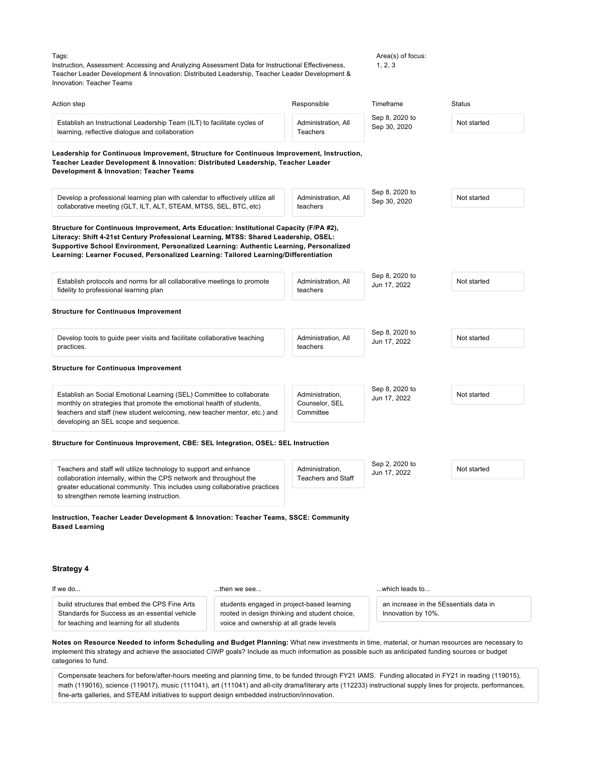Tags:
Instruction, Assessment: Accessing and Analyzing Assessment Data for Instructional Effectiveness, Teacher Leader Development & Innovation: Distributed Leadership, Teacher Leader Development & Innovation: Teacher Teams

Area(s) of focus:
1, 2, 3

| Action step | Responsible | Timeframe | Status |
|---|---|---|---|
| Establish an Instructional Leadership Team (ILT) to facilitate cycles of learning, reflective dialogue and collaboration | Administration, All Teachers | Sep 8, 2020 to Sep 30, 2020 | Not started |

**Leadership for Continuous Improvement, Structure for Continuous Improvement, Instruction, Teacher Leader Development & Innovation: Distributed Leadership, Teacher Leader Development & Innovation: Teacher Teams**

| Action step | Responsible | Timeframe | Status |
|---|---|---|---|
| Develop a professional learning plan with calendar to effectively utilize all collaborative meeting (GLT, ILT, ALT, STEAM, MTSS, SEL, BTC, etc) | Administration, All teachers | Sep 8, 2020 to Sep 30, 2020 | Not started |

**Structure for Continuous Improvement, Arts Education: Institutional Capacity (F/PA #2), Literacy: Shift 4-21st Century Professional Learning, MTSS: Shared Leadership, OSEL: Supportive School Environment, Personalized Learning: Authentic Learning, Personalized Learning: Learner Focused, Personalized Learning: Tailored Learning/Differentiation**

| Action step | Responsible | Timeframe | Status |
|---|---|---|---|
| Establish protocols and norms for all collaborative meetings to promote fidelity to professional learning plan | Administration, All teachers | Sep 8, 2020 to Jun 17, 2022 | Not started |

**Structure for Continuous Improvement**

| Action step | Responsible | Timeframe | Status |
|---|---|---|---|
| Develop tools to guide peer visits and facilitate collaborative teaching practices. | Administration, All teachers | Sep 8, 2020 to Jun 17, 2022 | Not started |

**Structure for Continuous Improvement**

| Action step | Responsible | Timeframe | Status |
|---|---|---|---|
| Establish an Social Emotional Learning (SEL) Committee to collaborate monthly on strategies that promote the emotional health of students, teachers and staff (new student welcoming, new teacher mentor, etc.) and developing an SEL scope and sequence. | Administration, Counselor, SEL Committee | Sep 8, 2020 to Jun 17, 2022 | Not started |

**Structure for Continuous Improvement, CBE: SEL Integration, OSEL: SEL Instruction**

| Action step | Responsible | Timeframe | Status |
|---|---|---|---|
| Teachers and staff will utilize technology to support and enhance collaboration internally, within the CPS network and throughout the greater educational community. This includes using collaborative practices to strengthen remote learning instruction. | Administration, Teachers and Staff | Sep 2, 2020 to Jun 17, 2022 | Not started |

**Instruction, Teacher Leader Development & Innovation: Teacher Teams, SSCE: Community Based Learning**

### Strategy 4

| If we do... | ...then we see... | ...which leads to... |
|---|---|---|
| build structures that embed the CPS Fine Arts Standards for Success as an essential vehicle for teaching and learning for all students | students engaged in project-based learning rooted in design thinking and student choice, voice and ownership at all grade levels | an increase in the 5Essentials data in Innovation by 10%. |

**Notes on Resource Needed to inform Scheduling and Budget Planning:** What new investments in time, material, or human resources are necessary to implement this strategy and achieve the associated CIWP goals? Include as much information as possible such as anticipated funding sources or budget categories to fund.

Compensate teachers for before/after-hours meeting and planning time, to be funded through FY21 IAMS. Funding allocated in FY21 in reading (119015), math (119016), science (119017), music (111041), art (111041) and all-city drama/literary arts (112233) instructional supply lines for projects, performances, fine-arts galleries, and STEAM initiatives to support design embedded instruction/innovation.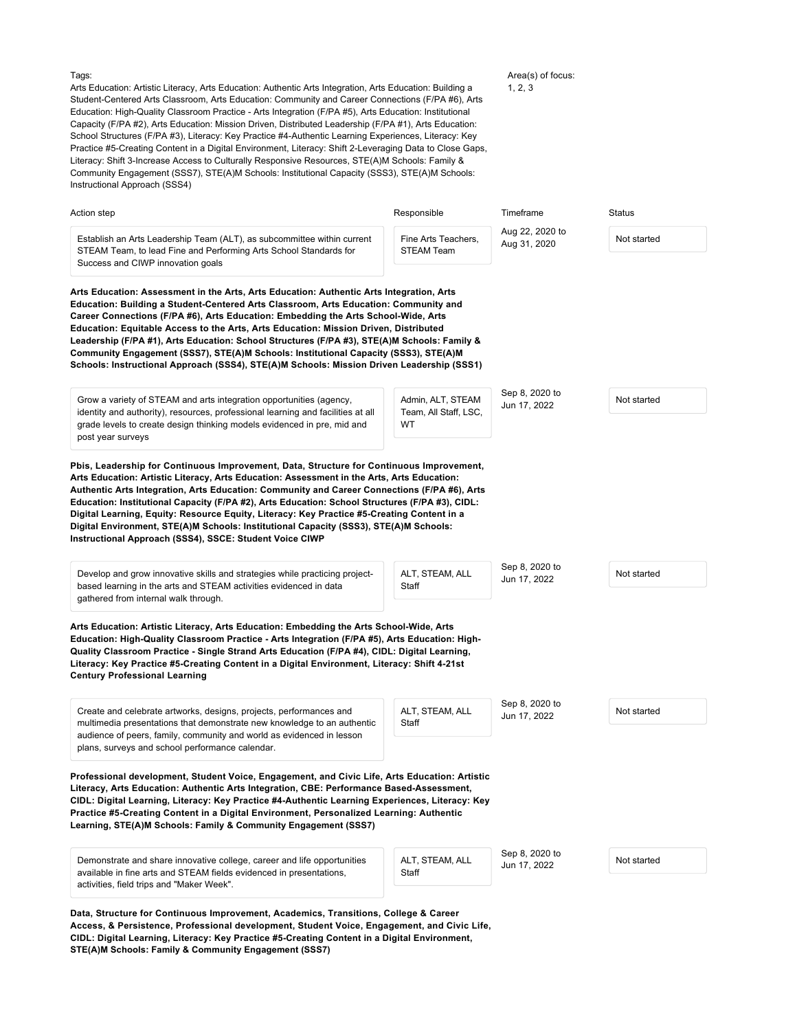Tags:
Arts Education: Artistic Literacy, Arts Education: Authentic Arts Integration, Arts Education: Building a Student-Centered Arts Classroom, Arts Education: Community and Career Connections (F/PA #6), Arts Education: High-Quality Classroom Practice - Arts Integration (F/PA #5), Arts Education: Institutional Capacity (F/PA #2), Arts Education: Mission Driven, Distributed Leadership (F/PA #1), Arts Education: School Structures (F/PA #3), Literacy: Key Practice #4-Authentic Learning Experiences, Literacy: Key Practice #5-Creating Content in a Digital Environment, Literacy: Shift 2-Leveraging Data to Close Gaps, Literacy: Shift 3-Increase Access to Culturally Responsive Resources, STE(A)M Schools: Family & Community Engagement (SSS7), STE(A)M Schools: Institutional Capacity (SSS3), STE(A)M Schools: Instructional Approach (SSS4)

Area(s) of focus:
1, 2, 3

| Action step | Responsible | Timeframe | Status |
|---|---|---|---|
| Establish an Arts Leadership Team (ALT), as subcommittee within current STEAM Team, to lead Fine and Performing Arts School Standards for Success and CIWP innovation goals | Fine Arts Teachers, STEAM Team | Aug 22, 2020 to Aug 31, 2020 | Not started |

**Arts Education: Assessment in the Arts, Arts Education: Authentic Arts Integration, Arts Education: Building a Student-Centered Arts Classroom, Arts Education: Community and Career Connections (F/PA #6), Arts Education: Embedding the Arts School-Wide, Arts Education: Equitable Access to the Arts, Arts Education: Mission Driven, Distributed Leadership (F/PA #1), Arts Education: School Structures (F/PA #3), STE(A)M Schools: Family & Community Engagement (SSS7), STE(A)M Schools: Institutional Capacity (SSS3), STE(A)M Schools: Instructional Approach (SSS4), STE(A)M Schools: Mission Driven Leadership (SSS1)**

| Action step | Responsible | Timeframe | Status |
|---|---|---|---|
| Grow a variety of STEAM and arts integration opportunities (agency, identity and authority), resources, professional learning and facilities at all grade levels to create design thinking models evidenced in pre, mid and post year surveys | Admin, ALT, STEAM Team, All Staff, LSC, WT | Sep 8, 2020 to Jun 17, 2022 | Not started |

**Pbis, Leadership for Continuous Improvement, Data, Structure for Continuous Improvement, Arts Education: Artistic Literacy, Arts Education: Assessment in the Arts, Arts Education: Authentic Arts Integration, Arts Education: Community and Career Connections (F/PA #6), Arts Education: Institutional Capacity (F/PA #2), Arts Education: School Structures (F/PA #3), CIDL: Digital Learning, Equity: Resource Equity, Literacy: Key Practice #5-Creating Content in a Digital Environment, STE(A)M Schools: Institutional Capacity (SSS3), STE(A)M Schools: Instructional Approach (SSS4), SSCE: Student Voice CIWP**

| Action step | Responsible | Timeframe | Status |
|---|---|---|---|
| Develop and grow innovative skills and strategies while practicing project-based learning in the arts and STEAM activities evidenced in data gathered from internal walk through. | ALT, STEAM, ALL Staff | Sep 8, 2020 to Jun 17, 2022 | Not started |

**Arts Education: Artistic Literacy, Arts Education: Embedding the Arts School-Wide, Arts Education: High-Quality Classroom Practice - Arts Integration (F/PA #5), Arts Education: High-Quality Classroom Practice - Single Strand Arts Education (F/PA #4), CIDL: Digital Learning, Literacy: Key Practice #5-Creating Content in a Digital Environment, Literacy: Shift 4-21st Century Professional Learning**

| Action step | Responsible | Timeframe | Status |
|---|---|---|---|
| Create and celebrate artworks, designs, projects, performances and multimedia presentations that demonstrate new knowledge to an authentic audience of peers, family, community and world as evidenced in lesson plans, surveys and school performance calendar. | ALT, STEAM, ALL Staff | Sep 8, 2020 to Jun 17, 2022 | Not started |

**Professional development, Student Voice, Engagement, and Civic Life, Arts Education: Artistic Literacy, Arts Education: Authentic Arts Integration, CBE: Performance Based-Assessment, CIDL: Digital Learning, Literacy: Key Practice #4-Authentic Learning Experiences, Literacy: Key Practice #5-Creating Content in a Digital Environment, Personalized Learning: Authentic Learning, STE(A)M Schools: Family & Community Engagement (SSS7)**

| Action step | Responsible | Timeframe | Status |
|---|---|---|---|
| Demonstrate and share innovative college, career and life opportunities available in fine arts and STEAM fields evidenced in presentations, activities, field trips and "Maker Week". | ALT, STEAM, ALL Staff | Sep 8, 2020 to Jun 17, 2022 | Not started |

**Data, Structure for Continuous Improvement, Academics, Transitions, College & Career Access, & Persistence, Professional development, Student Voice, Engagement, and Civic Life, CIDL: Digital Learning, Literacy: Key Practice #5-Creating Content in a Digital Environment, STE(A)M Schools: Family & Community Engagement (SSS7)**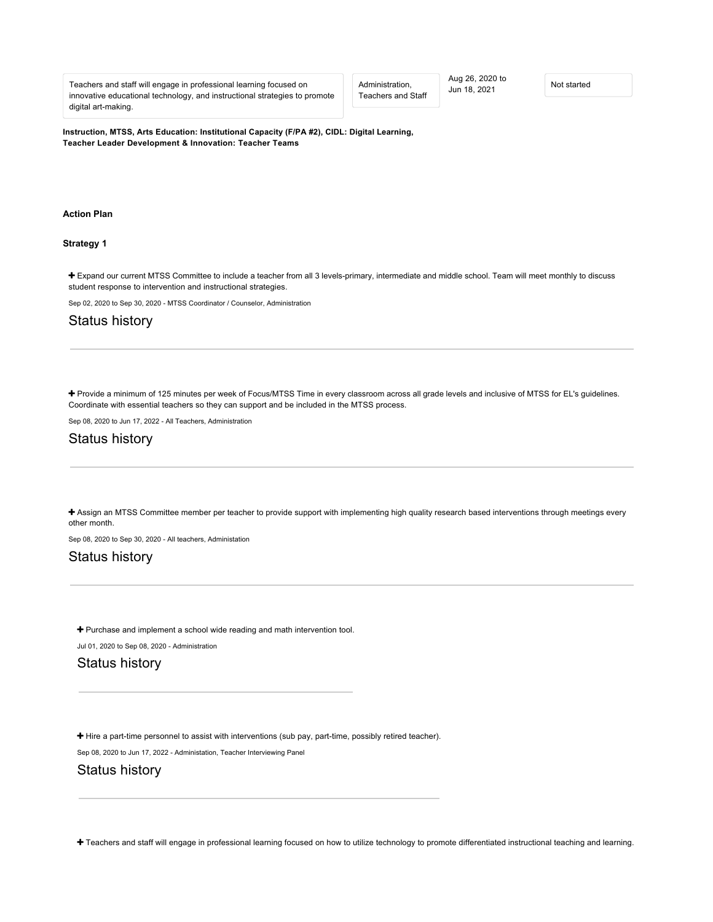| | | | |
|---|---|---|---|
| Teachers and staff will engage in professional learning focused on innovative educational technology, and instructional strategies to promote digital art-making. | Administration, Teachers and Staff | Aug 26, 2020 to Jun 18, 2021 | Not started |

**Instruction, MTSS, Arts Education: Institutional Capacity (F/PA #2), CIDL: Digital Learning, Teacher Leader Development & Innovation: Teacher Teams**

**Action Plan**

**Strategy 1**

+ Expand our current MTSS Committee to include a teacher from all 3 levels-primary, intermediate and middle school. Team will meet monthly to discuss student response to intervention and instructional strategies.

Sep 02, 2020 to Sep 30, 2020 - MTSS Coordinator / Counselor, Administration

## Status history

+ Provide a minimum of 125 minutes per week of Focus/MTSS Time in every classroom across all grade levels and inclusive of MTSS for EL's guidelines. Coordinate with essential teachers so they can support and be included in the MTSS process.

Sep 08, 2020 to Jun 17, 2022 - All Teachers, Administration

## Status history

+ Assign an MTSS Committee member per teacher to provide support with implementing high quality research based interventions through meetings every other month.

Sep 08, 2020 to Sep 30, 2020 - All teachers, Administation

## Status history

+ Purchase and implement a school wide reading and math intervention tool.

Jul 01, 2020 to Sep 08, 2020 - Administration

## Status history

+ Hire a part-time personnel to assist with interventions (sub pay, part-time, possibly retired teacher).

Sep 08, 2020 to Jun 17, 2022 - Administation, Teacher Interviewing Panel

## Status history

+ Teachers and staff will engage in professional learning focused on how to utilize technology to promote differentiated instructional teaching and learning.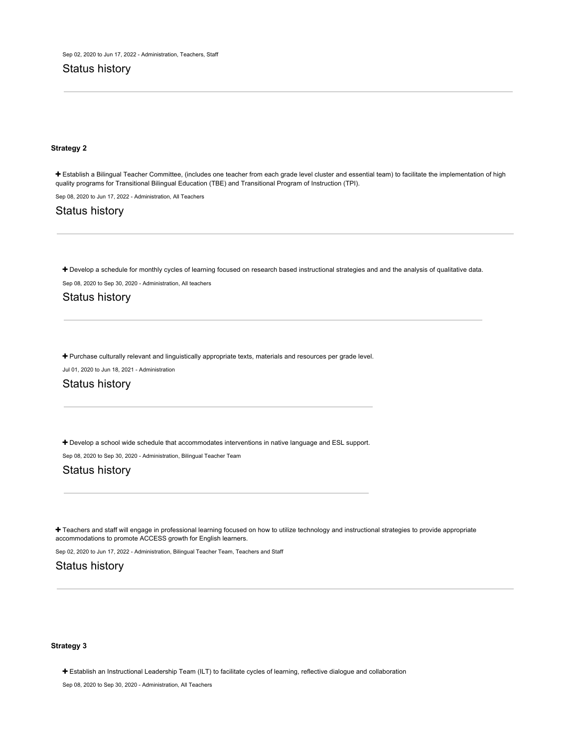Sep 02, 2020 to Jun 17, 2022 - Administration, Teachers, Staff

Status history

---

**Strategy 2**

✚ Establish a Bilingual Teacher Committee, (includes one teacher from each grade level cluster and essential team) to facilitate the implementation of high quality programs for Transitional Bilingual Education (TBE) and Transitional Program of Instruction (TPI).

Sep 08, 2020 to Jun 17, 2022 - Administration, All Teachers

Status history

---

✚ Develop a schedule for monthly cycles of learning focused on research based instructional strategies and and the analysis of qualitative data.

Sep 08, 2020 to Sep 30, 2020 - Administration, All teachers

Status history

---

✚ Purchase culturally relevant and linguistically appropriate texts, materials and resources per grade level.

Jul 01, 2020 to Jun 18, 2021 - Administration

Status history

---

✚ Develop a school wide schedule that accommodates interventions in native language and ESL support.

Sep 08, 2020 to Sep 30, 2020 - Administration, Bilingual Teacher Team

Status history

---

✚ Teachers and staff will engage in professional learning focused on how to utilize technology and instructional strategies to provide appropriate accommodations to promote ACCESS growth for English learners.

Sep 02, 2020 to Jun 17, 2022 - Administration, Bilingual Teacher Team, Teachers and Staff

Status history

---

**Strategy 3**

✚ Establish an Instructional Leadership Team (ILT) to facilitate cycles of learning, reflective dialogue and collaboration

Sep 08, 2020 to Sep 30, 2020 - Administration, All Teachers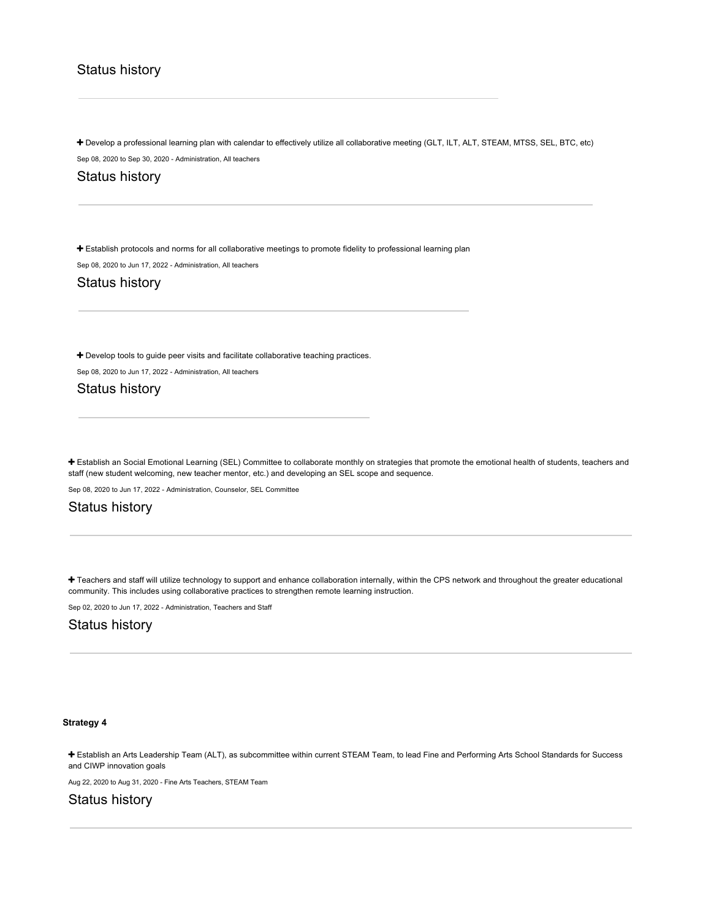## Status history

---

✚ Develop a professional learning plan with calendar to effectively utilize all collaborative meeting (GLT, ILT, ALT, STEAM, MTSS, SEL, BTC, etc)

Sep 08, 2020 to Sep 30, 2020 - Administration, All teachers

## Status history

---

✚ Establish protocols and norms for all collaborative meetings to promote fidelity to professional learning plan

Sep 08, 2020 to Jun 17, 2022 - Administration, All teachers

## Status history

---

✚ Develop tools to guide peer visits and facilitate collaborative teaching practices.

Sep 08, 2020 to Jun 17, 2022 - Administration, All teachers

## Status history

---

✚ Establish an Social Emotional Learning (SEL) Committee to collaborate monthly on strategies that promote the emotional health of students, teachers and staff (new student welcoming, new teacher mentor, etc.) and developing an SEL scope and sequence.

Sep 08, 2020 to Jun 17, 2022 - Administration, Counselor, SEL Committee

## Status history

---

✚ Teachers and staff will utilize technology to support and enhance collaboration internally, within the CPS network and throughout the greater educational community. This includes using collaborative practices to strengthen remote learning instruction.

Sep 02, 2020 to Jun 17, 2022 - Administration, Teachers and Staff

## Status history

---

**Strategy 4**

✚ Establish an Arts Leadership Team (ALT), as subcommittee within current STEAM Team, to lead Fine and Performing Arts School Standards for Success and CIWP innovation goals

Aug 22, 2020 to Aug 31, 2020 - Fine Arts Teachers, STEAM Team

## Status history

---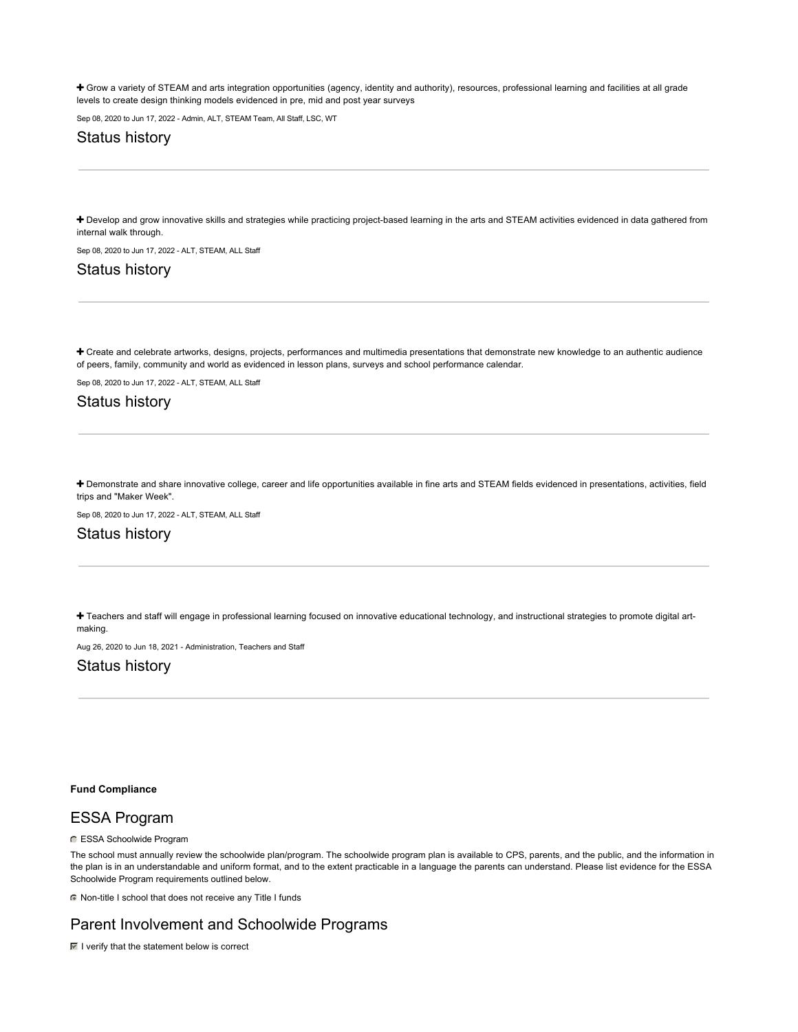✚ Grow a variety of STEAM and arts integration opportunities (agency, identity and authority), resources, professional learning and facilities at all grade levels to create design thinking models evidenced in pre, mid and post year surveys

Sep 08, 2020 to Jun 17, 2022 - Admin, ALT, STEAM Team, All Staff, LSC, WT

## Status history

---

✚ Develop and grow innovative skills and strategies while practicing project-based learning in the arts and STEAM activities evidenced in data gathered from internal walk through.

Sep 08, 2020 to Jun 17, 2022 - ALT, STEAM, ALL Staff

## Status history

---

✚ Create and celebrate artworks, designs, projects, performances and multimedia presentations that demonstrate new knowledge to an authentic audience of peers, family, community and world as evidenced in lesson plans, surveys and school performance calendar.

Sep 08, 2020 to Jun 17, 2022 - ALT, STEAM, ALL Staff

## Status history

---

✚ Demonstrate and share innovative college, career and life opportunities available in fine arts and STEAM fields evidenced in presentations, activities, field trips and "Maker Week".

Sep 08, 2020 to Jun 17, 2022 - ALT, STEAM, ALL Staff

## Status history

---

✚ Teachers and staff will engage in professional learning focused on innovative educational technology, and instructional strategies to promote digital art-making.

Aug 26, 2020 to Jun 18, 2021 - Administration, Teachers and Staff

## Status history

---

**Fund Compliance**

## ESSA Program

○ ESSA Schoolwide Program

The school must annually review the schoolwide plan/program. The schoolwide program plan is available to CPS, parents, and the public, and the information in the plan is in an understandable and uniform format, and to the extent practicable in a language the parents can understand. Please list evidence for the ESSA Schoolwide Program requirements outlined below.

◉ Non-title I school that does not receive any Title I funds

## Parent Involvement and Schoolwide Programs

☑ I verify that the statement below is correct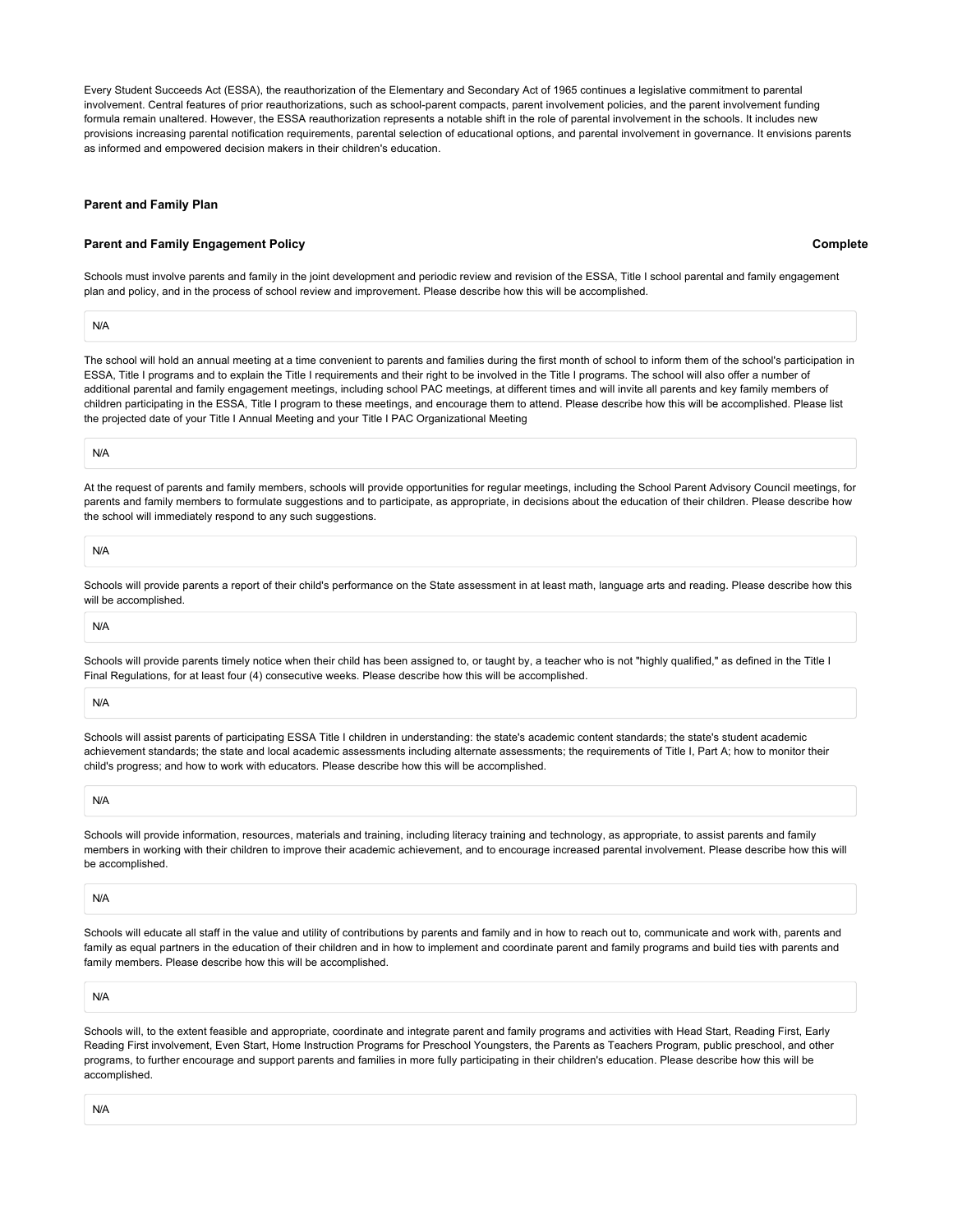Every Student Succeeds Act (ESSA), the reauthorization of the Elementary and Secondary Act of 1965 continues a legislative commitment to parental involvement. Central features of prior reauthorizations, such as school-parent compacts, parent involvement policies, and the parent involvement funding formula remain unaltered. However, the ESSA reauthorization represents a notable shift in the role of parental involvement in the schools. It includes new provisions increasing parental notification requirements, parental selection of educational options, and parental involvement in governance. It envisions parents as informed and empowered decision makers in their children's education.

### Parent and Family Plan

#### Parent and Family Engagement Policy — Complete

Schools must involve parents and family in the joint development and periodic review and revision of the ESSA, Title I school parental and family engagement plan and policy, and in the process of school review and improvement. Please describe how this will be accomplished.

N/A

The school will hold an annual meeting at a time convenient to parents and families during the first month of school to inform them of the school's participation in ESSA, Title I programs and to explain the Title I requirements and their right to be involved in the Title I programs. The school will also offer a number of additional parental and family engagement meetings, including school PAC meetings, at different times and will invite all parents and key family members of children participating in the ESSA, Title I program to these meetings, and encourage them to attend. Please describe how this will be accomplished. Please list the projected date of your Title I Annual Meeting and your Title I PAC Organizational Meeting

N/A

At the request of parents and family members, schools will provide opportunities for regular meetings, including the School Parent Advisory Council meetings, for parents and family members to formulate suggestions and to participate, as appropriate, in decisions about the education of their children. Please describe how the school will immediately respond to any such suggestions.

N/A

Schools will provide parents a report of their child's performance on the State assessment in at least math, language arts and reading. Please describe how this will be accomplished.

N/A

Schools will provide parents timely notice when their child has been assigned to, or taught by, a teacher who is not "highly qualified," as defined in the Title I Final Regulations, for at least four (4) consecutive weeks. Please describe how this will be accomplished.

N/A

Schools will assist parents of participating ESSA Title I children in understanding: the state's academic content standards; the state's student academic achievement standards; the state and local academic assessments including alternate assessments; the requirements of Title I, Part A; how to monitor their child's progress; and how to work with educators. Please describe how this will be accomplished.

N/A

Schools will provide information, resources, materials and training, including literacy training and technology, as appropriate, to assist parents and family members in working with their children to improve their academic achievement, and to encourage increased parental involvement. Please describe how this will be accomplished.

N/A

Schools will educate all staff in the value and utility of contributions by parents and family and in how to reach out to, communicate and work with, parents and family as equal partners in the education of their children and in how to implement and coordinate parent and family programs and build ties with parents and family members. Please describe how this will be accomplished.

N/A

Schools will, to the extent feasible and appropriate, coordinate and integrate parent and family programs and activities with Head Start, Reading First, Early Reading First involvement, Even Start, Home Instruction Programs for Preschool Youngsters, the Parents as Teachers Program, public preschool, and other programs, to further encourage and support parents and families in more fully participating in their children's education. Please describe how this will be accomplished.

N/A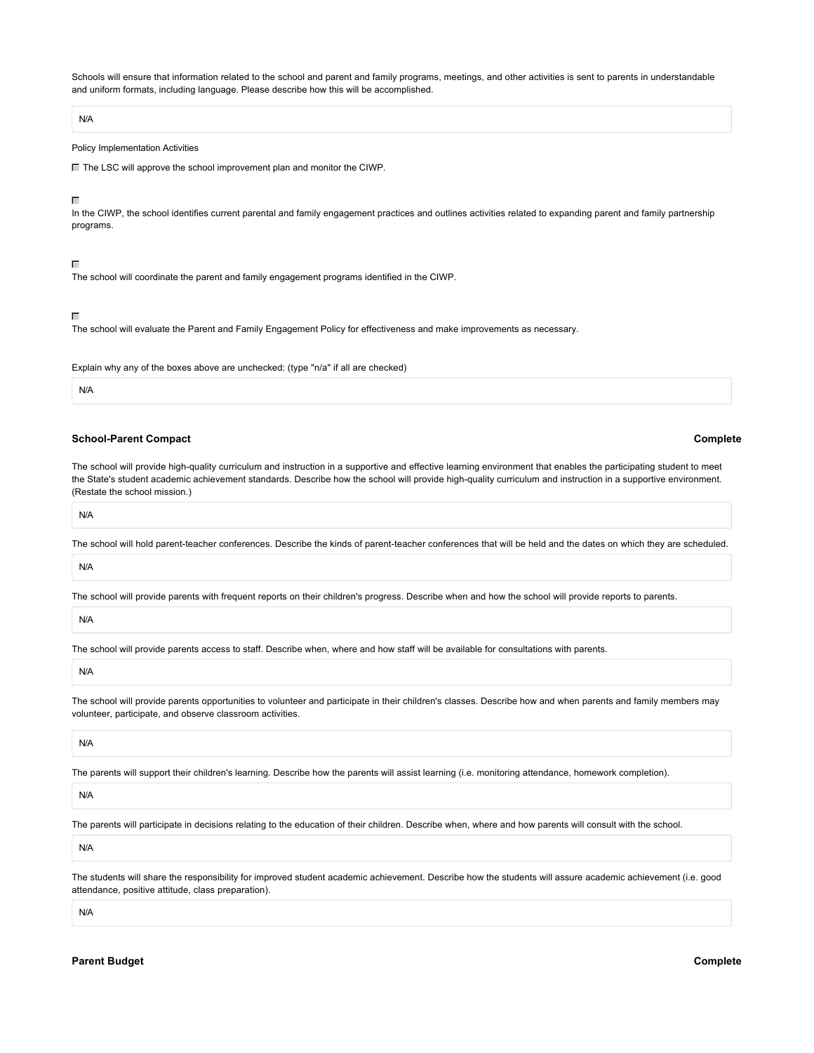Schools will ensure that information related to the school and parent and family programs, meetings, and other activities is sent to parents in understandable and uniform formats, including language. Please describe how this will be accomplished.

N/A

Policy Implementation Activities

- [ ] The LSC will approve the school improvement plan and monitor the CIWP.

- [ ] In the CIWP, the school identifies current parental and family engagement practices and outlines activities related to expanding parent and family partnership programs.

- [ ] The school will coordinate the parent and family engagement programs identified in the CIWP.

- [ ] The school will evaluate the Parent and Family Engagement Policy for effectiveness and make improvements as necessary.

Explain why any of the boxes above are unchecked: (type "n/a" if all are checked)

N/A

**School-Parent Compact** **Complete**

The school will provide high-quality curriculum and instruction in a supportive and effective learning environment that enables the participating student to meet the State's student academic achievement standards. Describe how the school will provide high-quality curriculum and instruction in a supportive environment. (Restate the school mission.)

N/A

The school will hold parent-teacher conferences. Describe the kinds of parent-teacher conferences that will be held and the dates on which they are scheduled.

N/A

The school will provide parents with frequent reports on their children's progress. Describe when and how the school will provide reports to parents.

N/A

The school will provide parents access to staff. Describe when, where and how staff will be available for consultations with parents.

N/A

The school will provide parents opportunities to volunteer and participate in their children's classes. Describe how and when parents and family members may volunteer, participate, and observe classroom activities.

N/A

The parents will support their children's learning. Describe how the parents will assist learning (i.e. monitoring attendance, homework completion).

N/A

The parents will participate in decisions relating to the education of their children. Describe when, where and how parents will consult with the school.

N/A

The students will share the responsibility for improved student academic achievement. Describe how the students will assure academic achievement (i.e. good attendance, positive attitude, class preparation).

N/A

**Parent Budget** **Complete**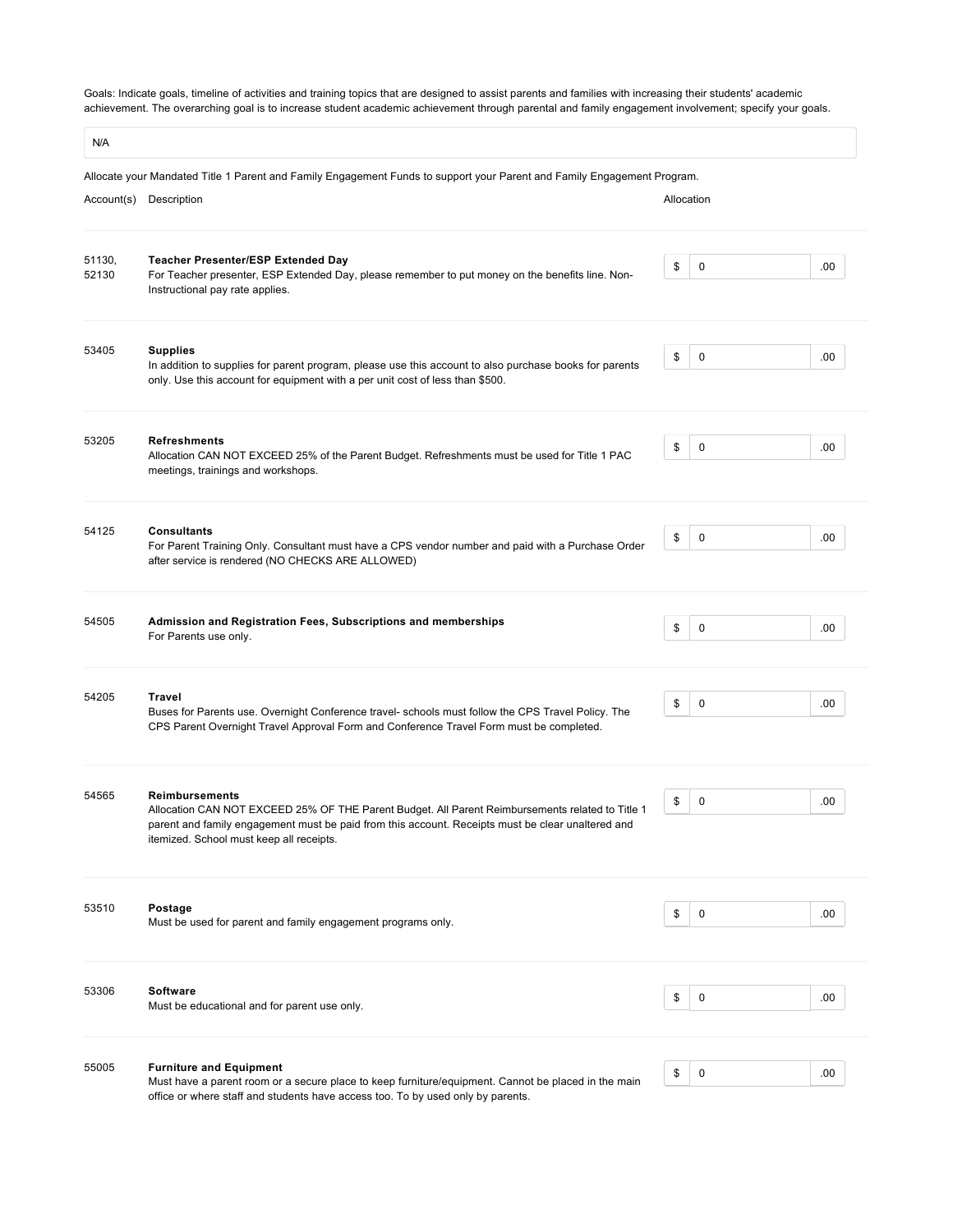Goals: Indicate goals, timeline of activities and training topics that are designed to assist parents and families with increasing their students' academic achievement. The overarching goal is to increase student academic achievement through parental and family engagement involvement; specify your goals.

N/A

Allocate your Mandated Title 1 Parent and Family Engagement Funds to support your Parent and Family Engagement Program.

| Account(s) | Description | Allocation |
|---|---|---|
| 51130, 52130 | **Teacher Presenter/ESP Extended Day**<br>For Teacher presenter, ESP Extended Day, please remember to put money on the benefits line. Non-Instructional pay rate applies. | $ 0 .00 |
| 53405 | **Supplies**<br>In addition to supplies for parent program, please use this account to also purchase books for parents only. Use this account for equipment with a per unit cost of less than $500. | $ 0 .00 |
| 53205 | **Refreshments**<br>Allocation CAN NOT EXCEED 25% of the Parent Budget. Refreshments must be used for Title 1 PAC meetings, trainings and workshops. | $ 0 .00 |
| 54125 | **Consultants**<br>For Parent Training Only. Consultant must have a CPS vendor number and paid with a Purchase Order after service is rendered (NO CHECKS ARE ALLOWED) | $ 0 .00 |
| 54505 | **Admission and Registration Fees, Subscriptions and memberships**<br>For Parents use only. | $ 0 .00 |
| 54205 | **Travel**<br>Buses for Parents use. Overnight Conference travel- schools must follow the CPS Travel Policy. The CPS Parent Overnight Travel Approval Form and Conference Travel Form must be completed. | $ 0 .00 |
| 54565 | **Reimbursements**<br>Allocation CAN NOT EXCEED 25% OF THE Parent Budget. All Parent Reimbursements related to Title 1 parent and family engagement must be paid from this account. Receipts must be clear unaltered and itemized. School must keep all receipts. | $ 0 .00 |
| 53510 | **Postage**<br>Must be used for parent and family engagement programs only. | $ 0 .00 |
| 53306 | **Software**<br>Must be educational and for parent use only. | $ 0 .00 |
| 55005 | **Furniture and Equipment**<br>Must have a parent room or a secure place to keep furniture/equipment. Cannot be placed in the main office or where staff and students have access too. To by used only by parents. | $ 0 .00 |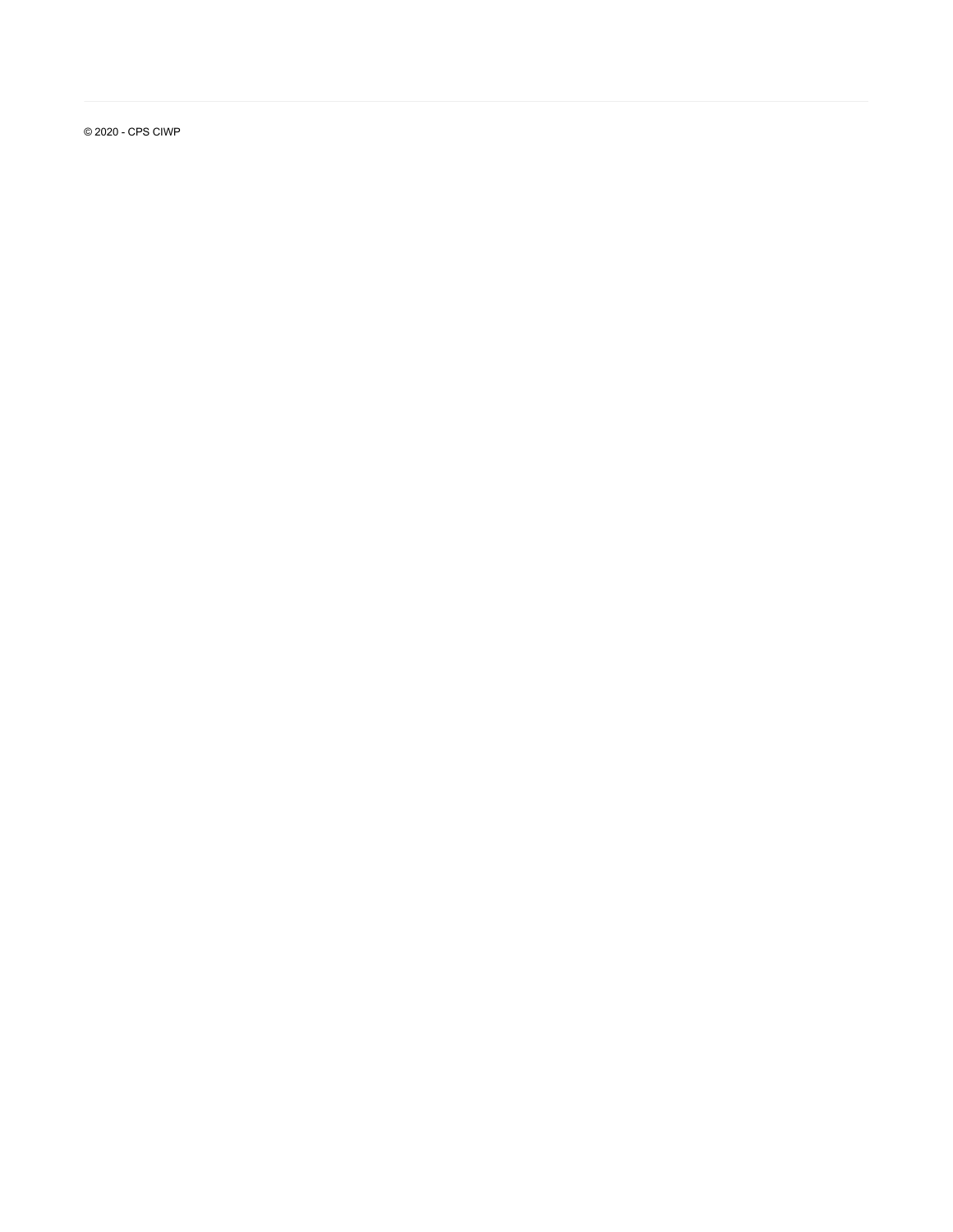---

© 2020 - CPS CIWP